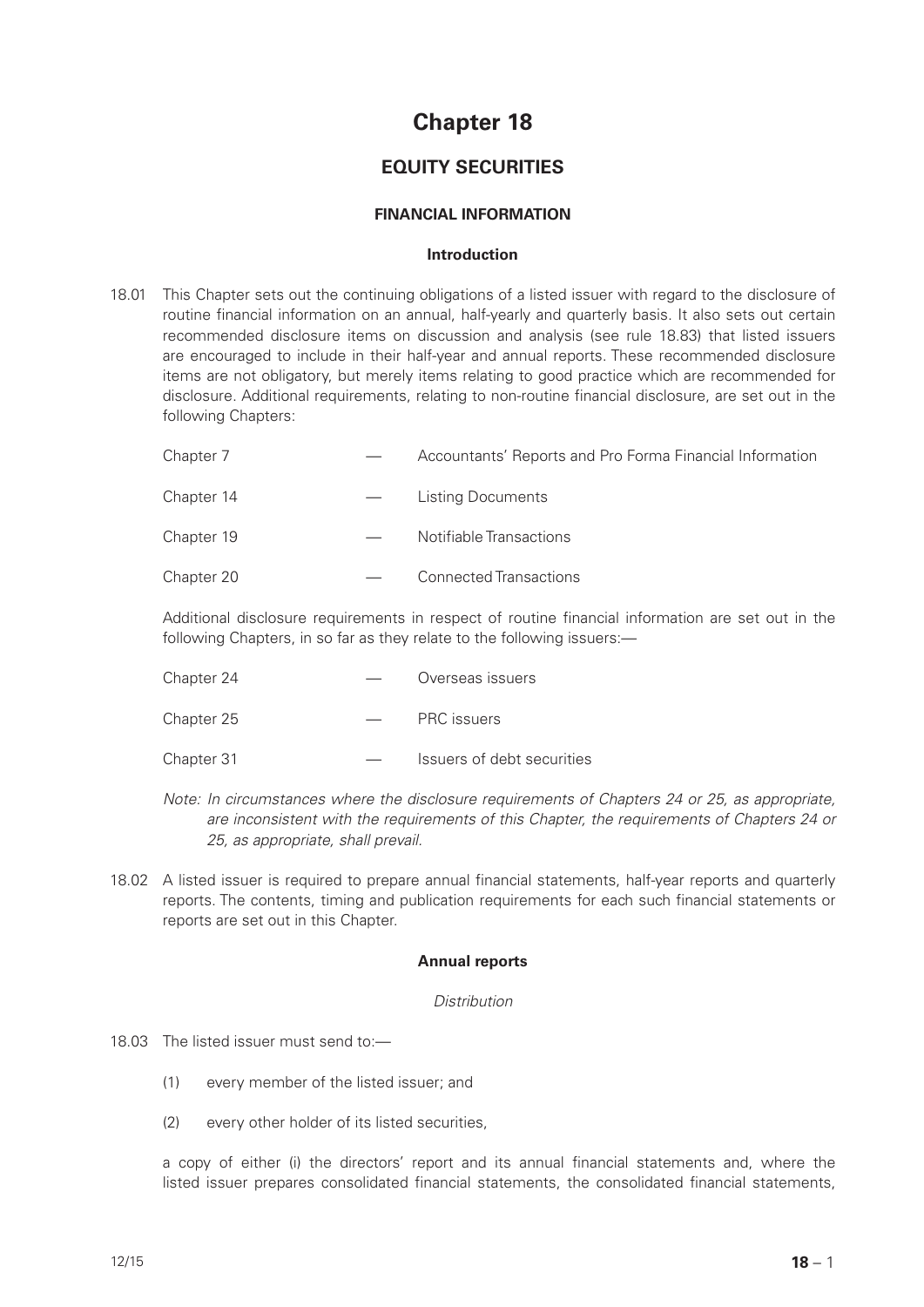# Chapter 18

## EQUITY SECURITIES

### FINANCIAL INFORMATION

#### Introduction

18.01 This Chapter sets out the continuing obligations of a listed issuer with regard to the disclosure of routine financial information on an annual, half-yearly and quarterly basis. It also sets out certain recommended disclosure items on discussion and analysis (see rule 18.83) that listed issuers are encouraged to include in their half-year and annual reports. These recommended disclosure items are not obligatory, but merely items relating to good practice which are recommended for disclosure. Additional requirements, relating to non-routine financial disclosure, are set out in the following Chapters:

| | | |
|---|---|---|
| Chapter 7 | — | Accountants' Reports and Pro Forma Financial Information |
| Chapter 14 | — | Listing Documents |
| Chapter 19 | — | Notifiable Transactions |
| Chapter 20 | — | Connected Transactions |

Additional disclosure requirements in respect of routine financial information are set out in the following Chapters, in so far as they relate to the following issuers:—

| | | |
|---|---|---|
| Chapter 24 | — | Overseas issuers |
| Chapter 25 | — | PRC issuers |
| Chapter 31 | — | Issuers of debt securities |

*Note: In circumstances where the disclosure requirements of Chapters 24 or 25, as appropriate, are inconsistent with the requirements of this Chapter, the requirements of Chapters 24 or 25, as appropriate, shall prevail.*

18.02 A listed issuer is required to prepare annual financial statements, half-year reports and quarterly reports. The contents, timing and publication requirements for each such financial statements or reports are set out in this Chapter.

#### Annual reports

*Distribution*

18.03 The listed issuer must send to:—

(1) every member of the listed issuer; and

(2) every other holder of its listed securities,

a copy of either (i) the directors' report and its annual financial statements and, where the listed issuer prepares consolidated financial statements, the consolidated financial statements,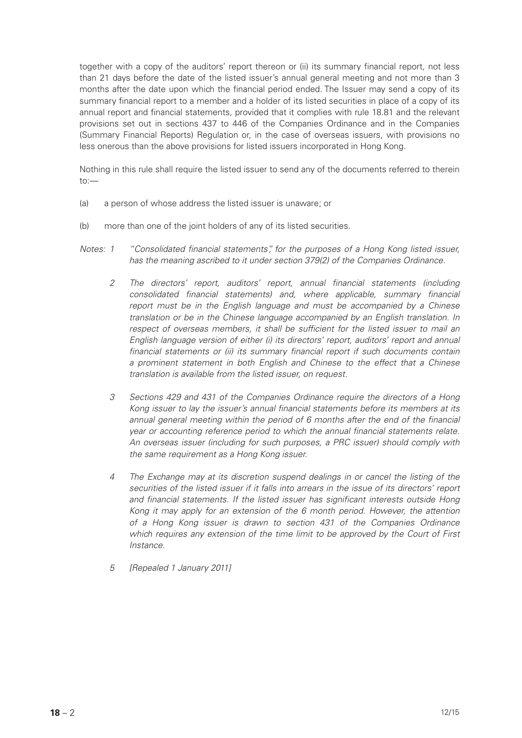together with a copy of the auditors' report thereon or (ii) its summary financial report, not less than 21 days before the date of the listed issuer's annual general meeting and not more than 3 months after the date upon which the financial period ended. The Issuer may send a copy of its summary financial report to a member and a holder of its listed securities in place of a copy of its annual report and financial statements, provided that it complies with rule 18.81 and the relevant provisions set out in sections 437 to 446 of the Companies Ordinance and in the Companies (Summary Financial Reports) Regulation or, in the case of overseas issuers, with provisions no less onerous than the above provisions for listed issuers incorporated in Hong Kong.

Nothing in this rule shall require the listed issuer to send any of the documents referred to therein to:—

(a) a person of whose address the listed issuer is unaware; or

(b) more than one of the joint holders of any of its listed securities.

*Notes:* 1 *"Consolidated financial statements", for the purposes of a Hong Kong listed issuer, has the meaning ascribed to it under section 379(2) of the Companies Ordinance.*

2 *The directors' report, auditors' report, annual financial statements (including consolidated financial statements) and, where applicable, summary financial report must be in the English language and must be accompanied by a Chinese translation or be in the Chinese language accompanied by an English translation. In respect of overseas members, it shall be sufficient for the listed issuer to mail an English language version of either (i) its directors' report, auditors' report and annual financial statements or (ii) its summary financial report if such documents contain a prominent statement in both English and Chinese to the effect that a Chinese translation is available from the listed issuer, on request.*

3 *Sections 429 and 431 of the Companies Ordinance require the directors of a Hong Kong issuer to lay the issuer's annual financial statements before its members at its annual general meeting within the period of 6 months after the end of the financial year or accounting reference period to which the annual financial statements relate. An overseas issuer (including for such purposes, a PRC issuer) should comply with the same requirement as a Hong Kong issuer.*

4 *The Exchange may at its discretion suspend dealings in or cancel the listing of the securities of the listed issuer if it falls into arrears in the issue of its directors' report and financial statements. If the listed issuer has significant interests outside Hong Kong it may apply for an extension of the 6 month period. However, the attention of a Hong Kong issuer is drawn to section 431 of the Companies Ordinance which requires any extension of the time limit to be approved by the Court of First Instance.*

5 *[Repealed 1 January 2011]*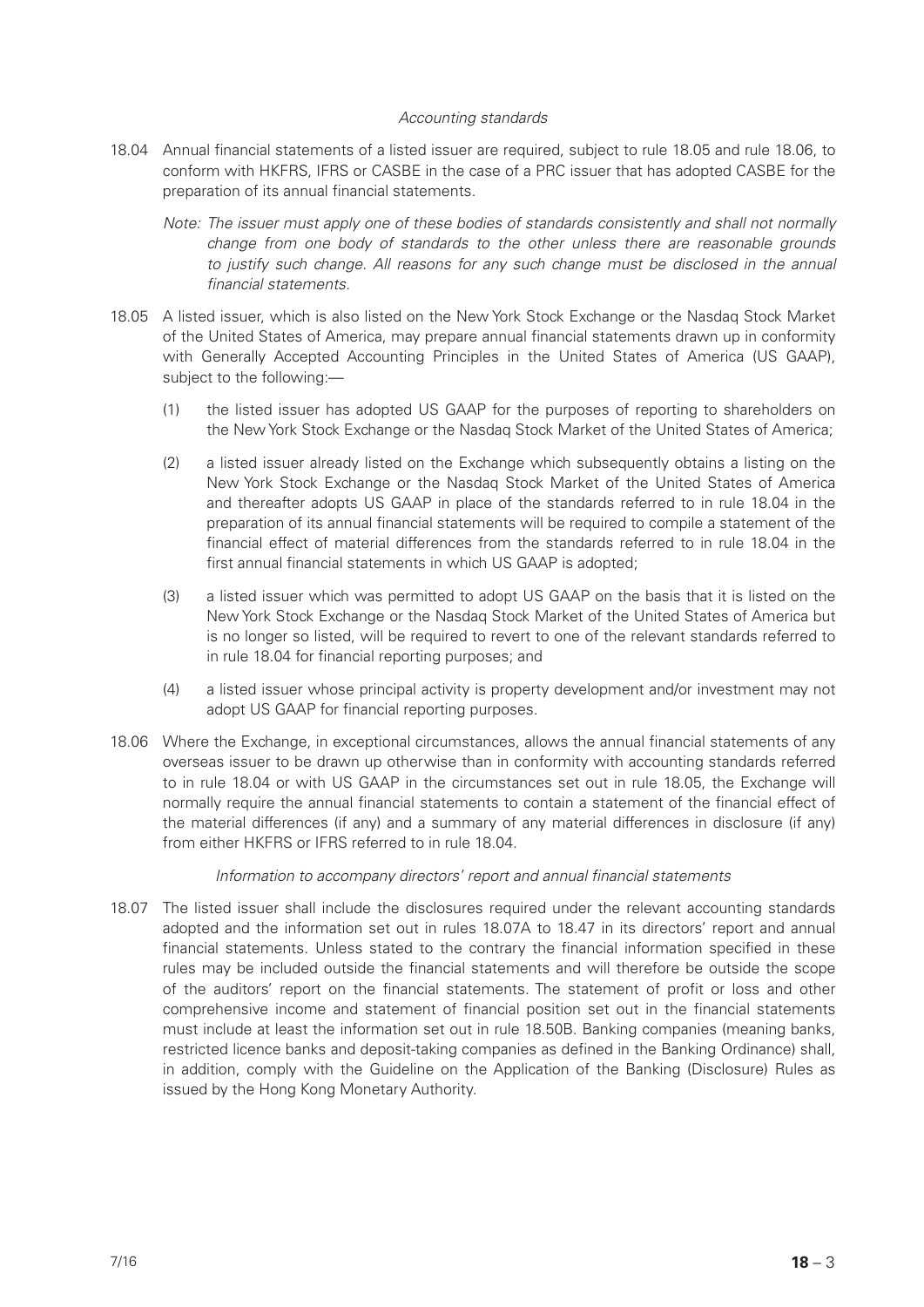*Accounting standards*

18.04 Annual financial statements of a listed issuer are required, subject to rule 18.05 and rule 18.06, to conform with HKFRS, IFRS or CASBE in the case of a PRC issuer that has adopted CASBE for the preparation of its annual financial statements.

*Note: The issuer must apply one of these bodies of standards consistently and shall not normally change from one body of standards to the other unless there are reasonable grounds to justify such change. All reasons for any such change must be disclosed in the annual financial statements.*

18.05 A listed issuer, which is also listed on the New York Stock Exchange or the Nasdaq Stock Market of the United States of America, may prepare annual financial statements drawn up in conformity with Generally Accepted Accounting Principles in the United States of America (US GAAP), subject to the following:—

(1) the listed issuer has adopted US GAAP for the purposes of reporting to shareholders on the New York Stock Exchange or the Nasdaq Stock Market of the United States of America;

(2) a listed issuer already listed on the Exchange which subsequently obtains a listing on the New York Stock Exchange or the Nasdaq Stock Market of the United States of America and thereafter adopts US GAAP in place of the standards referred to in rule 18.04 in the preparation of its annual financial statements will be required to compile a statement of the financial effect of material differences from the standards referred to in rule 18.04 in the first annual financial statements in which US GAAP is adopted;

(3) a listed issuer which was permitted to adopt US GAAP on the basis that it is listed on the New York Stock Exchange or the Nasdaq Stock Market of the United States of America but is no longer so listed, will be required to revert to one of the relevant standards referred to in rule 18.04 for financial reporting purposes; and

(4) a listed issuer whose principal activity is property development and/or investment may not adopt US GAAP for financial reporting purposes.

18.06 Where the Exchange, in exceptional circumstances, allows the annual financial statements of any overseas issuer to be drawn up otherwise than in conformity with accounting standards referred to in rule 18.04 or with US GAAP in the circumstances set out in rule 18.05, the Exchange will normally require the annual financial statements to contain a statement of the financial effect of the material differences (if any) and a summary of any material differences in disclosure (if any) from either HKFRS or IFRS referred to in rule 18.04.

*Information to accompany directors' report and annual financial statements*

18.07 The listed issuer shall include the disclosures required under the relevant accounting standards adopted and the information set out in rules 18.07A to 18.47 in its directors' report and annual financial statements. Unless stated to the contrary the financial information specified in these rules may be included outside the financial statements and will therefore be outside the scope of the auditors' report on the financial statements. The statement of profit or loss and other comprehensive income and statement of financial position set out in the financial statements must include at least the information set out in rule 18.50B. Banking companies (meaning banks, restricted licence banks and deposit-taking companies as defined in the Banking Ordinance) shall, in addition, comply with the Guideline on the Application of the Banking (Disclosure) Rules as issued by the Hong Kong Monetary Authority.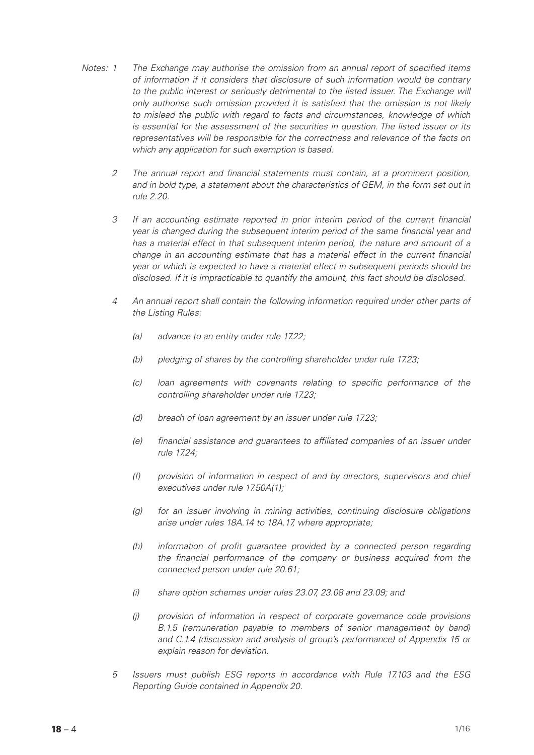*Notes: 1 The Exchange may authorise the omission from an annual report of specified items of information if it considers that disclosure of such information would be contrary to the public interest or seriously detrimental to the listed issuer. The Exchange will only authorise such omission provided it is satisfied that the omission is not likely to mislead the public with regard to facts and circumstances, knowledge of which is essential for the assessment of the securities in question. The listed issuer or its representatives will be responsible for the correctness and relevance of the facts on which any application for such exemption is based.*

*2 The annual report and financial statements must contain, at a prominent position, and in bold type, a statement about the characteristics of GEM, in the form set out in rule 2.20.*

*3 If an accounting estimate reported in prior interim period of the current financial year is changed during the subsequent interim period of the same financial year and has a material effect in that subsequent interim period, the nature and amount of a change in an accounting estimate that has a material effect in the current financial year or which is expected to have a material effect in subsequent periods should be disclosed. If it is impracticable to quantify the amount, this fact should be disclosed.*

*4 An annual report shall contain the following information required under other parts of the Listing Rules:*

*(a) advance to an entity under rule 17.22;*

*(b) pledging of shares by the controlling shareholder under rule 17.23;*

*(c) loan agreements with covenants relating to specific performance of the controlling shareholder under rule 17.23;*

*(d) breach of loan agreement by an issuer under rule 17.23;*

*(e) financial assistance and guarantees to affiliated companies of an issuer under rule 17.24;*

*(f) provision of information in respect of and by directors, supervisors and chief executives under rule 17.50A(1);*

*(g) for an issuer involving in mining activities, continuing disclosure obligations arise under rules 18A.14 to 18A.17, where appropriate;*

*(h) information of profit guarantee provided by a connected person regarding the financial performance of the company or business acquired from the connected person under rule 20.61;*

*(i) share option schemes under rules 23.07, 23.08 and 23.09; and*

*(j) provision of information in respect of corporate governance code provisions B.1.5 (remuneration payable to members of senior management by band) and C.1.4 (discussion and analysis of group's performance) of Appendix 15 or explain reason for deviation.*

*5 Issuers must publish ESG reports in accordance with Rule 17.103 and the ESG Reporting Guide contained in Appendix 20.*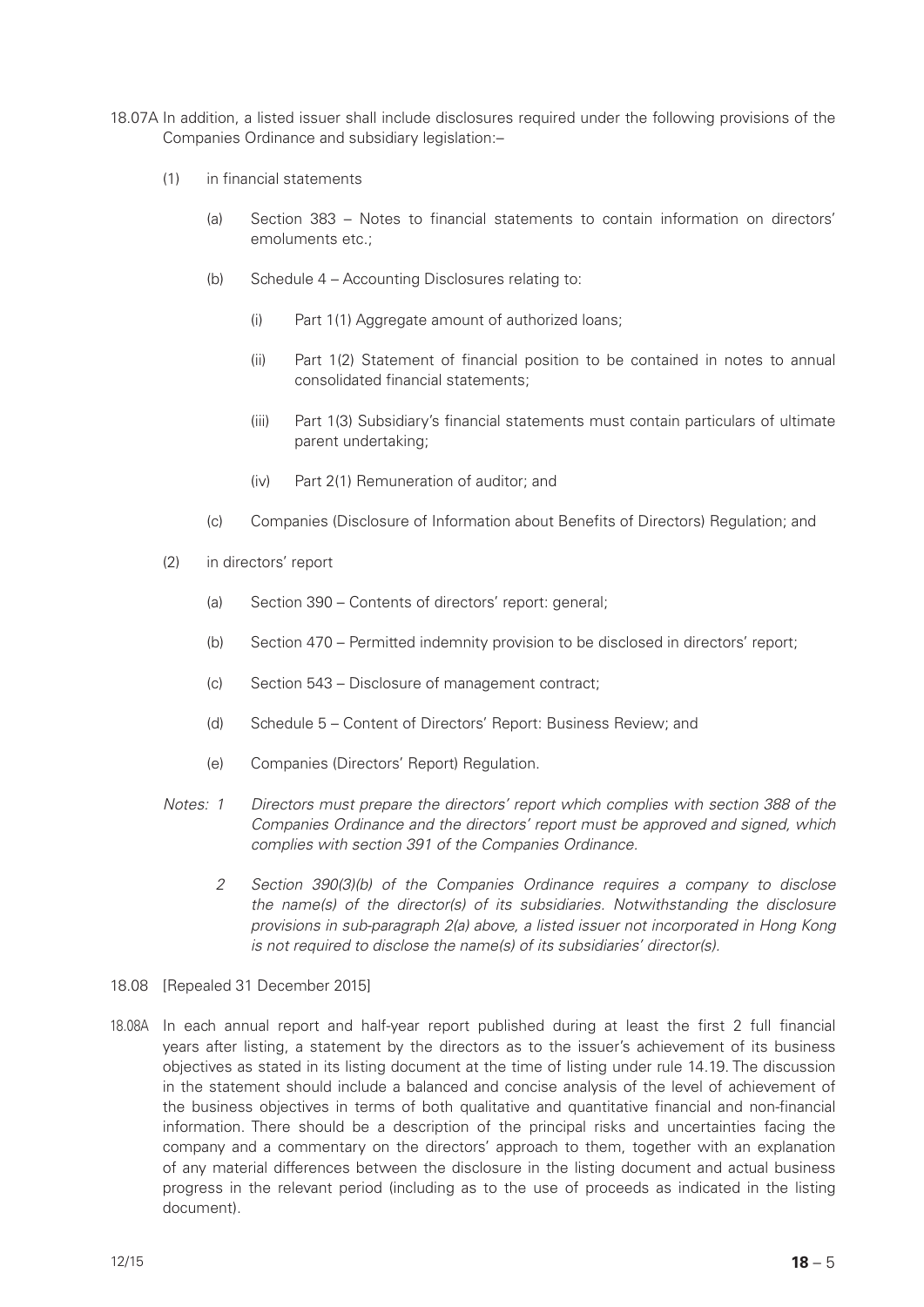18.07A In addition, a listed issuer shall include disclosures required under the following provisions of the Companies Ordinance and subsidiary legislation:–

(1) in financial statements

(a) Section 383 – Notes to financial statements to contain information on directors' emoluments etc.;

(b) Schedule 4 – Accounting Disclosures relating to:

(i) Part 1(1) Aggregate amount of authorized loans;

(ii) Part 1(2) Statement of financial position to be contained in notes to annual consolidated financial statements;

(iii) Part 1(3) Subsidiary's financial statements must contain particulars of ultimate parent undertaking;

(iv) Part 2(1) Remuneration of auditor; and

(c) Companies (Disclosure of Information about Benefits of Directors) Regulation; and

(2) in directors' report

(a) Section 390 – Contents of directors' report: general;

(b) Section 470 – Permitted indemnity provision to be disclosed in directors' report;

(c) Section 543 – Disclosure of management contract;

(d) Schedule 5 – Content of Directors' Report: Business Review; and

(e) Companies (Directors' Report) Regulation.

*Notes: 1 Directors must prepare the directors' report which complies with section 388 of the Companies Ordinance and the directors' report must be approved and signed, which complies with section 391 of the Companies Ordinance.*

*2 Section 390(3)(b) of the Companies Ordinance requires a company to disclose the name(s) of the director(s) of its subsidiaries. Notwithstanding the disclosure provisions in sub-paragraph 2(a) above, a listed issuer not incorporated in Hong Kong is not required to disclose the name(s) of its subsidiaries' director(s).*

18.08 [Repealed 31 December 2015]

18.08A In each annual report and half-year report published during at least the first 2 full financial years after listing, a statement by the directors as to the issuer's achievement of its business objectives as stated in its listing document at the time of listing under rule 14.19. The discussion in the statement should include a balanced and concise analysis of the level of achievement of the business objectives in terms of both qualitative and quantitative financial and non-financial information. There should be a description of the principal risks and uncertainties facing the company and a commentary on the directors' approach to them, together with an explanation of any material differences between the disclosure in the listing document and actual business progress in the relevant period (including as to the use of proceeds as indicated in the listing document).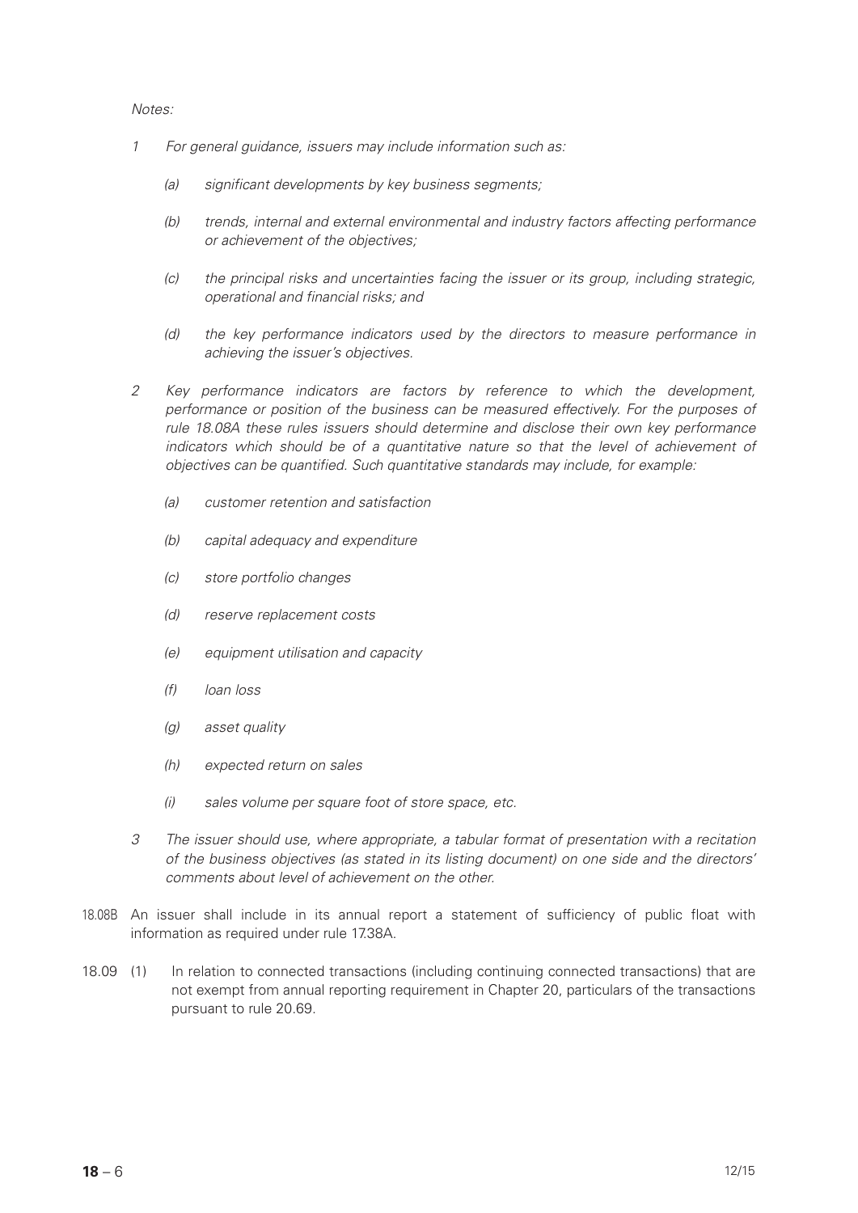*Notes:*

*1 For general guidance, issuers may include information such as:*

*(a) significant developments by key business segments;*

*(b) trends, internal and external environmental and industry factors affecting performance or achievement of the objectives;*

*(c) the principal risks and uncertainties facing the issuer or its group, including strategic, operational and financial risks; and*

*(d) the key performance indicators used by the directors to measure performance in achieving the issuer's objectives.*

*2 Key performance indicators are factors by reference to which the development, performance or position of the business can be measured effectively. For the purposes of rule 18.08A these rules issuers should determine and disclose their own key performance indicators which should be of a quantitative nature so that the level of achievement of objectives can be quantified. Such quantitative standards may include, for example:*

*(a) customer retention and satisfaction*

*(b) capital adequacy and expenditure*

*(c) store portfolio changes*

*(d) reserve replacement costs*

*(e) equipment utilisation and capacity*

*(f) loan loss*

*(g) asset quality*

*(h) expected return on sales*

*(i) sales volume per square foot of store space, etc.*

*3 The issuer should use, where appropriate, a tabular format of presentation with a recitation of the business objectives (as stated in its listing document) on one side and the directors' comments about level of achievement on the other.*

18.08B An issuer shall include in its annual report a statement of sufficiency of public float with information as required under rule 17.38A.

18.09 (1) In relation to connected transactions (including continuing connected transactions) that are not exempt from annual reporting requirement in Chapter 20, particulars of the transactions pursuant to rule 20.69.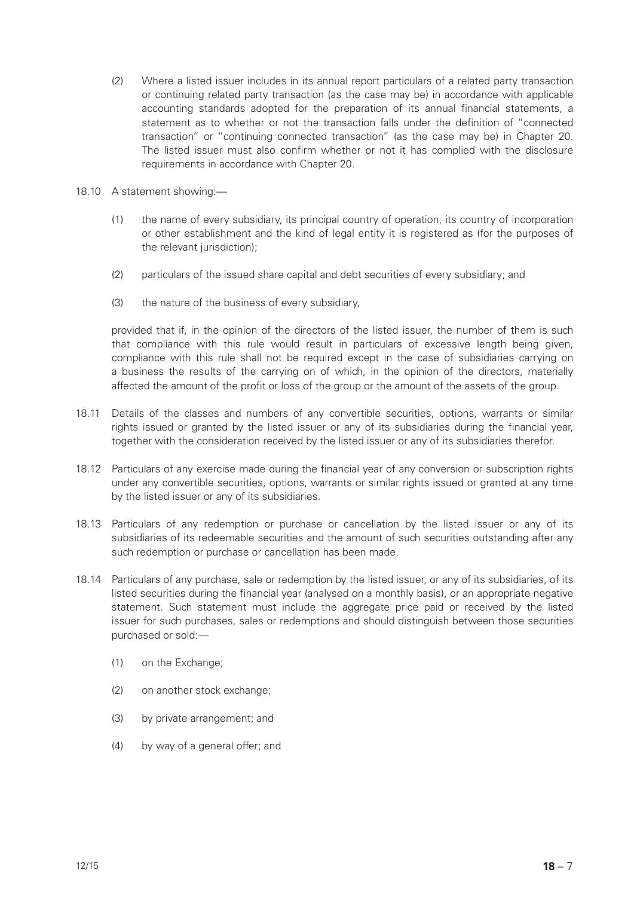(2) Where a listed issuer includes in its annual report particulars of a related party transaction or continuing related party transaction (as the case may be) in accordance with applicable accounting standards adopted for the preparation of its annual financial statements, a statement as to whether or not the transaction falls under the definition of "connected transaction" or "continuing connected transaction" (as the case may be) in Chapter 20. The listed issuer must also confirm whether or not it has complied with the disclosure requirements in accordance with Chapter 20.

18.10 A statement showing:—

(1) the name of every subsidiary, its principal country of operation, its country of incorporation or other establishment and the kind of legal entity it is registered as (for the purposes of the relevant jurisdiction);

(2) particulars of the issued share capital and debt securities of every subsidiary; and

(3) the nature of the business of every subsidiary,

provided that if, in the opinion of the directors of the listed issuer, the number of them is such that compliance with this rule would result in particulars of excessive length being given, compliance with this rule shall not be required except in the case of subsidiaries carrying on a business the results of the carrying on of which, in the opinion of the directors, materially affected the amount of the profit or loss of the group or the amount of the assets of the group.

18.11 Details of the classes and numbers of any convertible securities, options, warrants or similar rights issued or granted by the listed issuer or any of its subsidiaries during the financial year, together with the consideration received by the listed issuer or any of its subsidiaries therefor.

18.12 Particulars of any exercise made during the financial year of any conversion or subscription rights under any convertible securities, options, warrants or similar rights issued or granted at any time by the listed issuer or any of its subsidiaries.

18.13 Particulars of any redemption or purchase or cancellation by the listed issuer or any of its subsidiaries of its redeemable securities and the amount of such securities outstanding after any such redemption or purchase or cancellation has been made.

18.14 Particulars of any purchase, sale or redemption by the listed issuer, or any of its subsidiaries, of its listed securities during the financial year (analysed on a monthly basis), or an appropriate negative statement. Such statement must include the aggregate price paid or received by the listed issuer for such purchases, sales or redemptions and should distinguish between those securities purchased or sold:—

(1) on the Exchange;

(2) on another stock exchange;

(3) by private arrangement; and

(4) by way of a general offer; and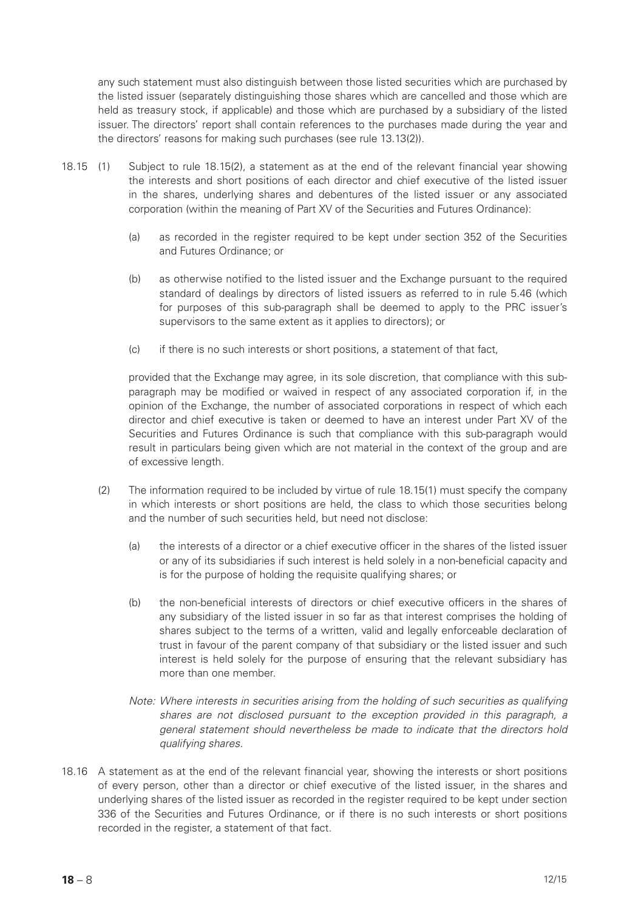any such statement must also distinguish between those listed securities which are purchased by the listed issuer (separately distinguishing those shares which are cancelled and those which are held as treasury stock, if applicable) and those which are purchased by a subsidiary of the listed issuer. The directors' report shall contain references to the purchases made during the year and the directors' reasons for making such purchases (see rule 13.13(2)).

18.15 (1) Subject to rule 18.15(2), a statement as at the end of the relevant financial year showing the interests and short positions of each director and chief executive of the listed issuer in the shares, underlying shares and debentures of the listed issuer or any associated corporation (within the meaning of Part XV of the Securities and Futures Ordinance):

(a) as recorded in the register required to be kept under section 352 of the Securities and Futures Ordinance; or

(b) as otherwise notified to the listed issuer and the Exchange pursuant to the required standard of dealings by directors of listed issuers as referred to in rule 5.46 (which for purposes of this sub-paragraph shall be deemed to apply to the PRC issuer's supervisors to the same extent as it applies to directors); or

(c) if there is no such interests or short positions, a statement of that fact,

provided that the Exchange may agree, in its sole discretion, that compliance with this sub-paragraph may be modified or waived in respect of any associated corporation if, in the opinion of the Exchange, the number of associated corporations in respect of which each director and chief executive is taken or deemed to have an interest under Part XV of the Securities and Futures Ordinance is such that compliance with this sub-paragraph would result in particulars being given which are not material in the context of the group and are of excessive length.

(2) The information required to be included by virtue of rule 18.15(1) must specify the company in which interests or short positions are held, the class to which those securities belong and the number of such securities held, but need not disclose:

(a) the interests of a director or a chief executive officer in the shares of the listed issuer or any of its subsidiaries if such interest is held solely in a non-beneficial capacity and is for the purpose of holding the requisite qualifying shares; or

(b) the non-beneficial interests of directors or chief executive officers in the shares of any subsidiary of the listed issuer in so far as that interest comprises the holding of shares subject to the terms of a written, valid and legally enforceable declaration of trust in favour of the parent company of that subsidiary or the listed issuer and such interest is held solely for the purpose of ensuring that the relevant subsidiary has more than one member.

*Note: Where interests in securities arising from the holding of such securities as qualifying shares are not disclosed pursuant to the exception provided in this paragraph, a general statement should nevertheless be made to indicate that the directors hold qualifying shares.*

18.16 A statement as at the end of the relevant financial year, showing the interests or short positions of every person, other than a director or chief executive of the listed issuer, in the shares and underlying shares of the listed issuer as recorded in the register required to be kept under section 336 of the Securities and Futures Ordinance, or if there is no such interests or short positions recorded in the register, a statement of that fact.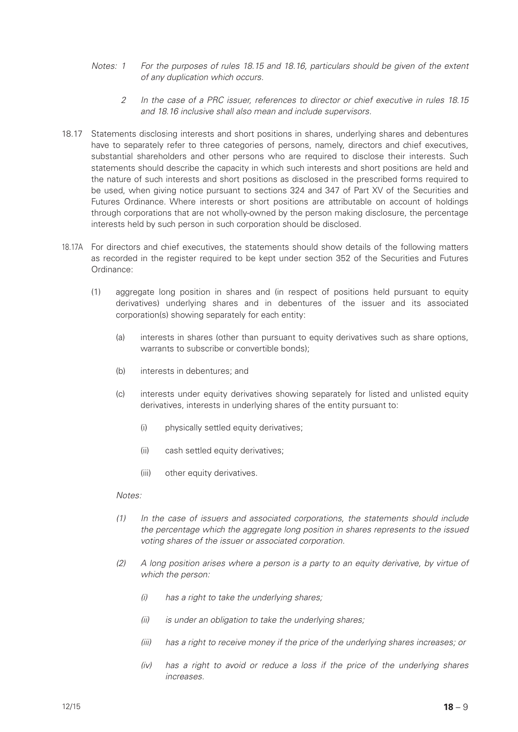*Notes: 1 For the purposes of rules 18.15 and 18.16, particulars should be given of the extent of any duplication which occurs.*

*2 In the case of a PRC issuer, references to director or chief executive in rules 18.15 and 18.16 inclusive shall also mean and include supervisors.*

18.17 Statements disclosing interests and short positions in shares, underlying shares and debentures have to separately refer to three categories of persons, namely, directors and chief executives, substantial shareholders and other persons who are required to disclose their interests. Such statements should describe the capacity in which such interests and short positions are held and the nature of such interests and short positions as disclosed in the prescribed forms required to be used, when giving notice pursuant to sections 324 and 347 of Part XV of the Securities and Futures Ordinance. Where interests or short positions are attributable on account of holdings through corporations that are not wholly-owned by the person making disclosure, the percentage interests held by such person in such corporation should be disclosed.

18.17A For directors and chief executives, the statements should show details of the following matters as recorded in the register required to be kept under section 352 of the Securities and Futures Ordinance:

(1) aggregate long position in shares and (in respect of positions held pursuant to equity derivatives) underlying shares and in debentures of the issuer and its associated corporation(s) showing separately for each entity:

(a) interests in shares (other than pursuant to equity derivatives such as share options, warrants to subscribe or convertible bonds);

(b) interests in debentures; and

(c) interests under equity derivatives showing separately for listed and unlisted equity derivatives, interests in underlying shares of the entity pursuant to:

(i) physically settled equity derivatives;

(ii) cash settled equity derivatives;

(iii) other equity derivatives.

*Notes:*

*(1) In the case of issuers and associated corporations, the statements should include the percentage which the aggregate long position in shares represents to the issued voting shares of the issuer or associated corporation.*

*(2) A long position arises where a person is a party to an equity derivative, by virtue of which the person:*

*(i) has a right to take the underlying shares;*

*(ii) is under an obligation to take the underlying shares;*

*(iii) has a right to receive money if the price of the underlying shares increases; or*

*(iv) has a right to avoid or reduce a loss if the price of the underlying shares increases.*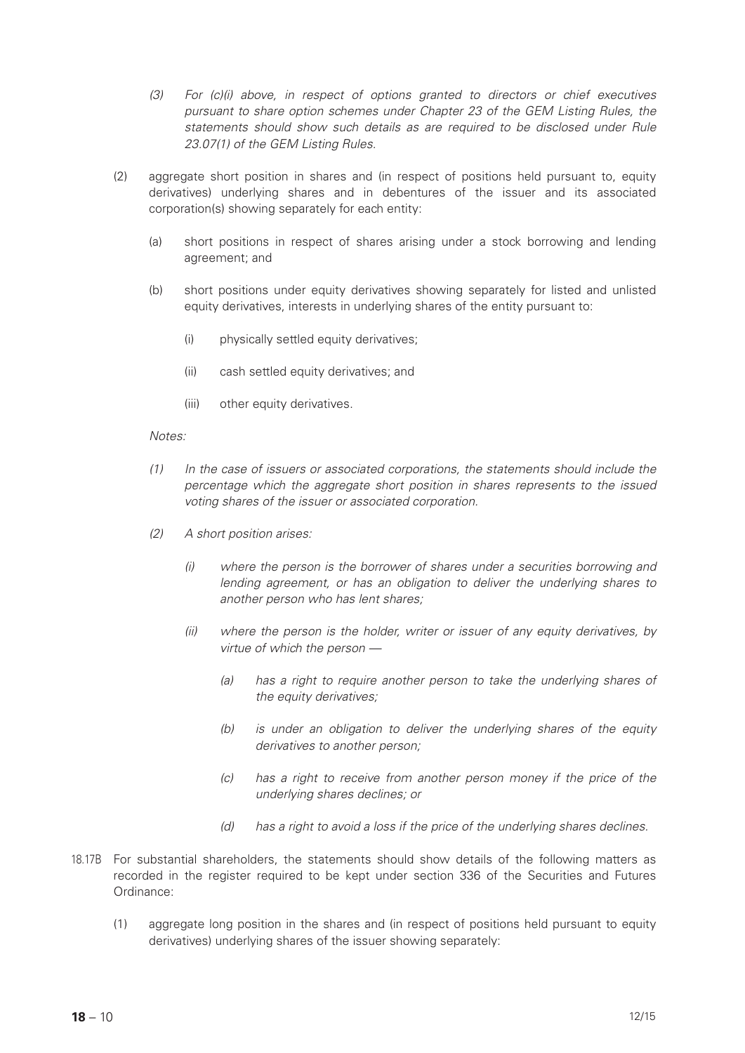*(3) For (c)(i) above, in respect of options granted to directors or chief executives pursuant to share option schemes under Chapter 23 of the GEM Listing Rules, the statements should show such details as are required to be disclosed under Rule 23.07(1) of the GEM Listing Rules.*

(2) aggregate short position in shares and (in respect of positions held pursuant to, equity derivatives) underlying shares and in debentures of the issuer and its associated corporation(s) showing separately for each entity:

   (a) short positions in respect of shares arising under a stock borrowing and lending agreement; and

   (b) short positions under equity derivatives showing separately for listed and unlisted equity derivatives, interests in underlying shares of the entity pursuant to:

      (i) physically settled equity derivatives;

      (ii) cash settled equity derivatives; and

      (iii) other equity derivatives.

*Notes:*

*(1) In the case of issuers or associated corporations, the statements should include the percentage which the aggregate short position in shares represents to the issued voting shares of the issuer or associated corporation.*

*(2) A short position arises:*

   *(i) where the person is the borrower of shares under a securities borrowing and lending agreement, or has an obligation to deliver the underlying shares to another person who has lent shares;*

   *(ii) where the person is the holder, writer or issuer of any equity derivatives, by virtue of which the person —*

      *(a) has a right to require another person to take the underlying shares of the equity derivatives;*

      *(b) is under an obligation to deliver the underlying shares of the equity derivatives to another person;*

      *(c) has a right to receive from another person money if the price of the underlying shares declines; or*

      *(d) has a right to avoid a loss if the price of the underlying shares declines.*

18.17B For substantial shareholders, the statements should show details of the following matters as recorded in the register required to be kept under section 336 of the Securities and Futures Ordinance:

(1) aggregate long position in the shares and (in respect of positions held pursuant to equity derivatives) underlying shares of the issuer showing separately: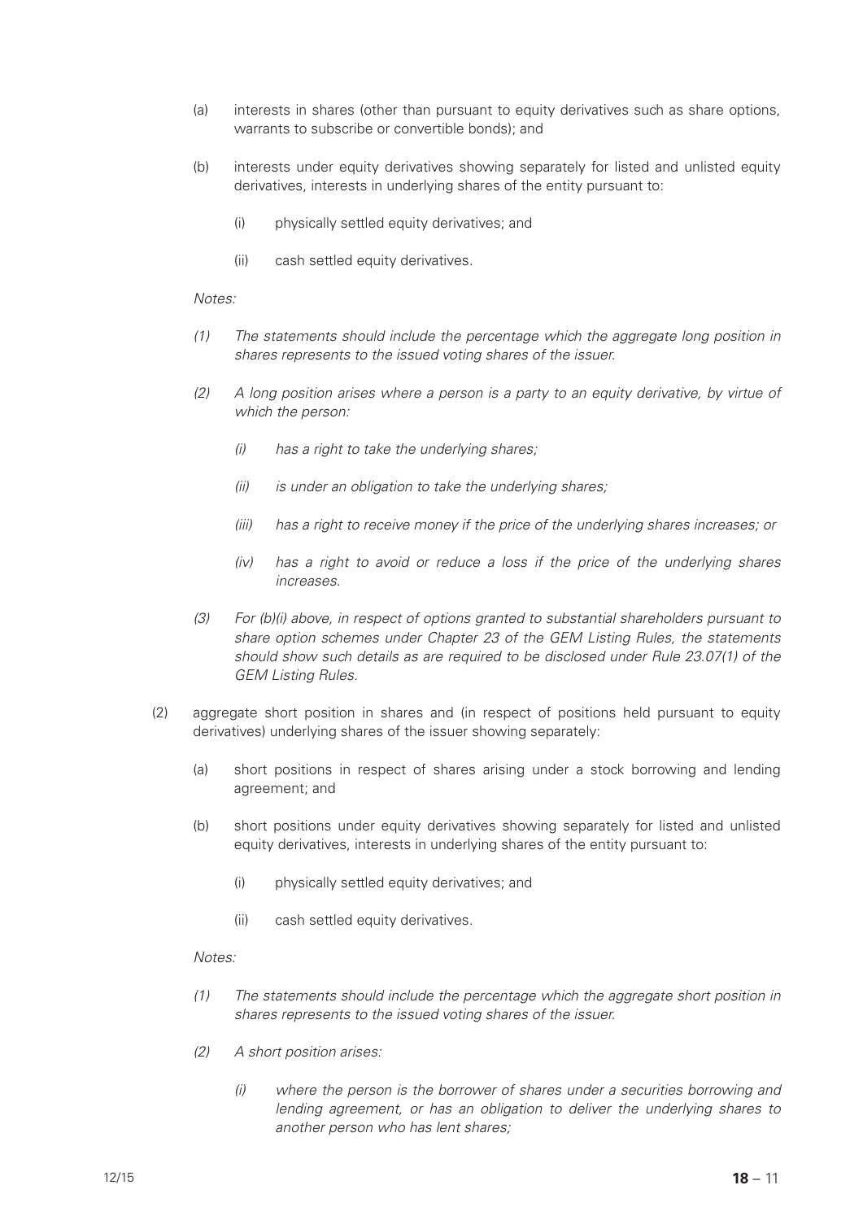(a) interests in shares (other than pursuant to equity derivatives such as share options, warrants to subscribe or convertible bonds); and

(b) interests under equity derivatives showing separately for listed and unlisted equity derivatives, interests in underlying shares of the entity pursuant to:

  (i) physically settled equity derivatives; and

  (ii) cash settled equity derivatives.

*Notes:*

*(1) The statements should include the percentage which the aggregate long position in shares represents to the issued voting shares of the issuer.*

*(2) A long position arises where a person is a party to an equity derivative, by virtue of which the person:*

  *(i) has a right to take the underlying shares;*

  *(ii) is under an obligation to take the underlying shares;*

  *(iii) has a right to receive money if the price of the underlying shares increases; or*

  *(iv) has a right to avoid or reduce a loss if the price of the underlying shares increases.*

*(3) For (b)(i) above, in respect of options granted to substantial shareholders pursuant to share option schemes under Chapter 23 of the GEM Listing Rules, the statements should show such details as are required to be disclosed under Rule 23.07(1) of the GEM Listing Rules.*

(2) aggregate short position in shares and (in respect of positions held pursuant to equity derivatives) underlying shares of the issuer showing separately:

(a) short positions in respect of shares arising under a stock borrowing and lending agreement; and

(b) short positions under equity derivatives showing separately for listed and unlisted equity derivatives, interests in underlying shares of the entity pursuant to:

  (i) physically settled equity derivatives; and

  (ii) cash settled equity derivatives.

*Notes:*

*(1) The statements should include the percentage which the aggregate short position in shares represents to the issued voting shares of the issuer.*

*(2) A short position arises:*

  *(i) where the person is the borrower of shares under a securities borrowing and lending agreement, or has an obligation to deliver the underlying shares to another person who has lent shares;*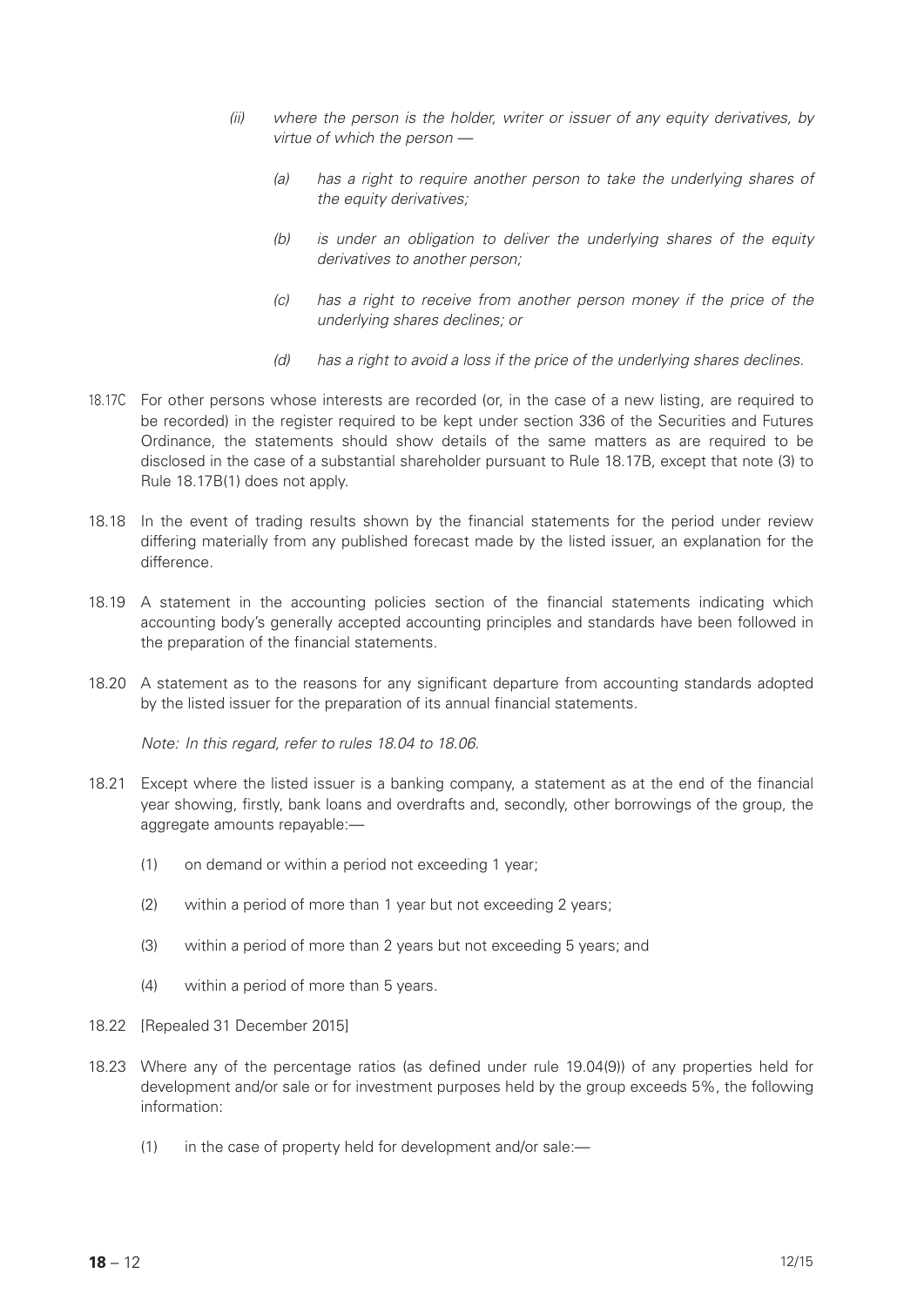*(ii) where the person is the holder, writer or issuer of any equity derivatives, by virtue of which the person —*

*(a) has a right to require another person to take the underlying shares of the equity derivatives;*

*(b) is under an obligation to deliver the underlying shares of the equity derivatives to another person;*

*(c) has a right to receive from another person money if the price of the underlying shares declines; or*

*(d) has a right to avoid a loss if the price of the underlying shares declines.*

18.17C For other persons whose interests are recorded (or, in the case of a new listing, are required to be recorded) in the register required to be kept under section 336 of the Securities and Futures Ordinance, the statements should show details of the same matters as are required to be disclosed in the case of a substantial shareholder pursuant to Rule 18.17B, except that note (3) to Rule 18.17B(1) does not apply.

18.18 In the event of trading results shown by the financial statements for the period under review differing materially from any published forecast made by the listed issuer, an explanation for the difference.

18.19 A statement in the accounting policies section of the financial statements indicating which accounting body's generally accepted accounting principles and standards have been followed in the preparation of the financial statements.

18.20 A statement as to the reasons for any significant departure from accounting standards adopted by the listed issuer for the preparation of its annual financial statements.

*Note: In this regard, refer to rules 18.04 to 18.06.*

18.21 Except where the listed issuer is a banking company, a statement as at the end of the financial year showing, firstly, bank loans and overdrafts and, secondly, other borrowings of the group, the aggregate amounts repayable:—

(1) on demand or within a period not exceeding 1 year;

(2) within a period of more than 1 year but not exceeding 2 years;

(3) within a period of more than 2 years but not exceeding 5 years; and

(4) within a period of more than 5 years.

18.22 [Repealed 31 December 2015]

18.23 Where any of the percentage ratios (as defined under rule 19.04(9)) of any properties held for development and/or sale or for investment purposes held by the group exceeds 5%, the following information:

(1) in the case of property held for development and/or sale:—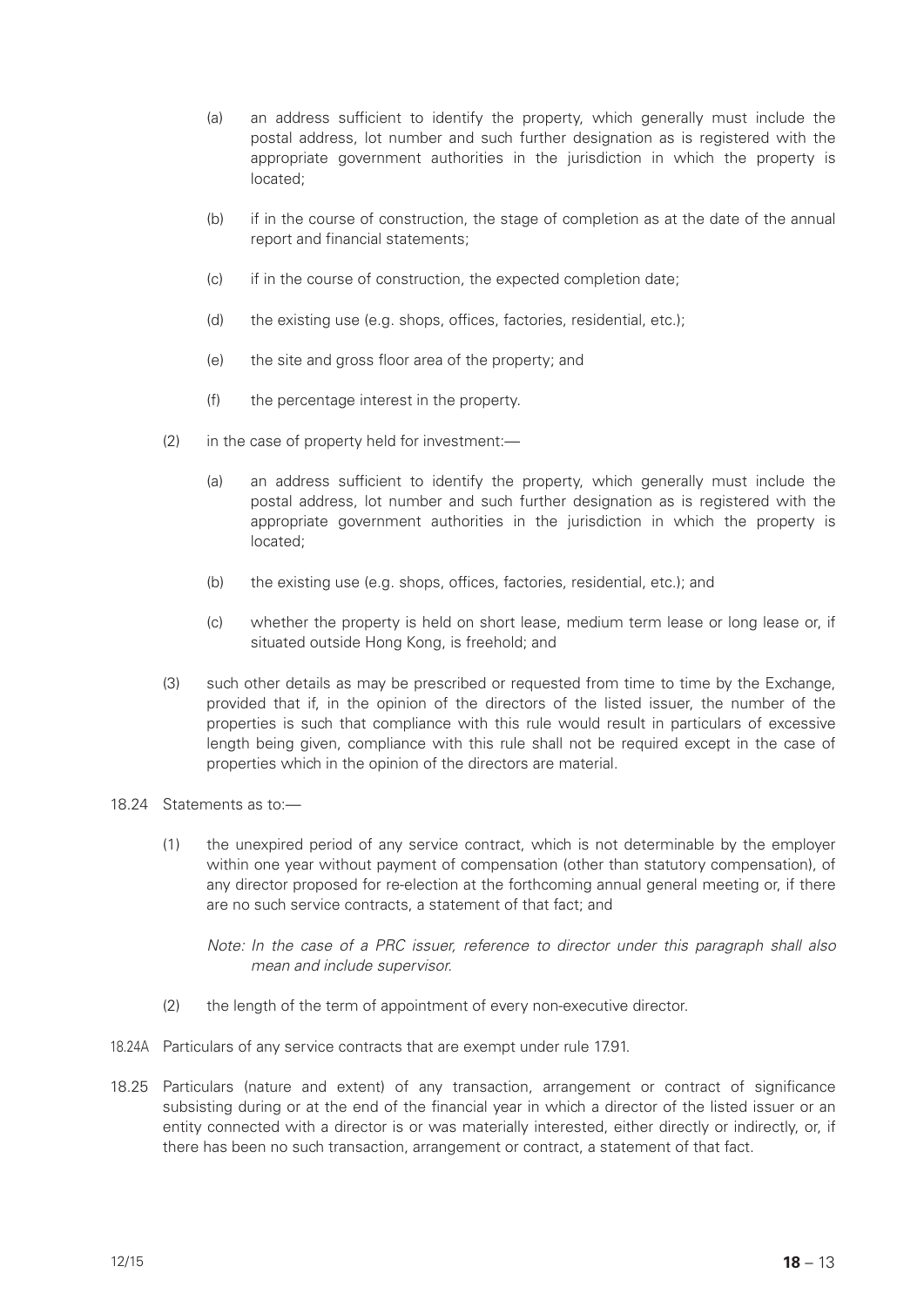(a) an address sufficient to identify the property, which generally must include the postal address, lot number and such further designation as is registered with the appropriate government authorities in the jurisdiction in which the property is located;

(b) if in the course of construction, the stage of completion as at the date of the annual report and financial statements;

(c) if in the course of construction, the expected completion date;

(d) the existing use (e.g. shops, offices, factories, residential, etc.);

(e) the site and gross floor area of the property; and

(f) the percentage interest in the property.

(2) in the case of property held for investment:—

(a) an address sufficient to identify the property, which generally must include the postal address, lot number and such further designation as is registered with the appropriate government authorities in the jurisdiction in which the property is located;

(b) the existing use (e.g. shops, offices, factories, residential, etc.); and

(c) whether the property is held on short lease, medium term lease or long lease or, if situated outside Hong Kong, is freehold; and

(3) such other details as may be prescribed or requested from time to time by the Exchange, provided that if, in the opinion of the directors of the listed issuer, the number of the properties is such that compliance with this rule would result in particulars of excessive length being given, compliance with this rule shall not be required except in the case of properties which in the opinion of the directors are material.

18.24 Statements as to:—

(1) the unexpired period of any service contract, which is not determinable by the employer within one year without payment of compensation (other than statutory compensation), of any director proposed for re-election at the forthcoming annual general meeting or, if there are no such service contracts, a statement of that fact; and

*Note: In the case of a PRC issuer, reference to director under this paragraph shall also mean and include supervisor.*

(2) the length of the term of appointment of every non-executive director.

18.24A Particulars of any service contracts that are exempt under rule 17.91.

18.25 Particulars (nature and extent) of any transaction, arrangement or contract of significance subsisting during or at the end of the financial year in which a director of the listed issuer or an entity connected with a director is or was materially interested, either directly or indirectly, or, if there has been no such transaction, arrangement or contract, a statement of that fact.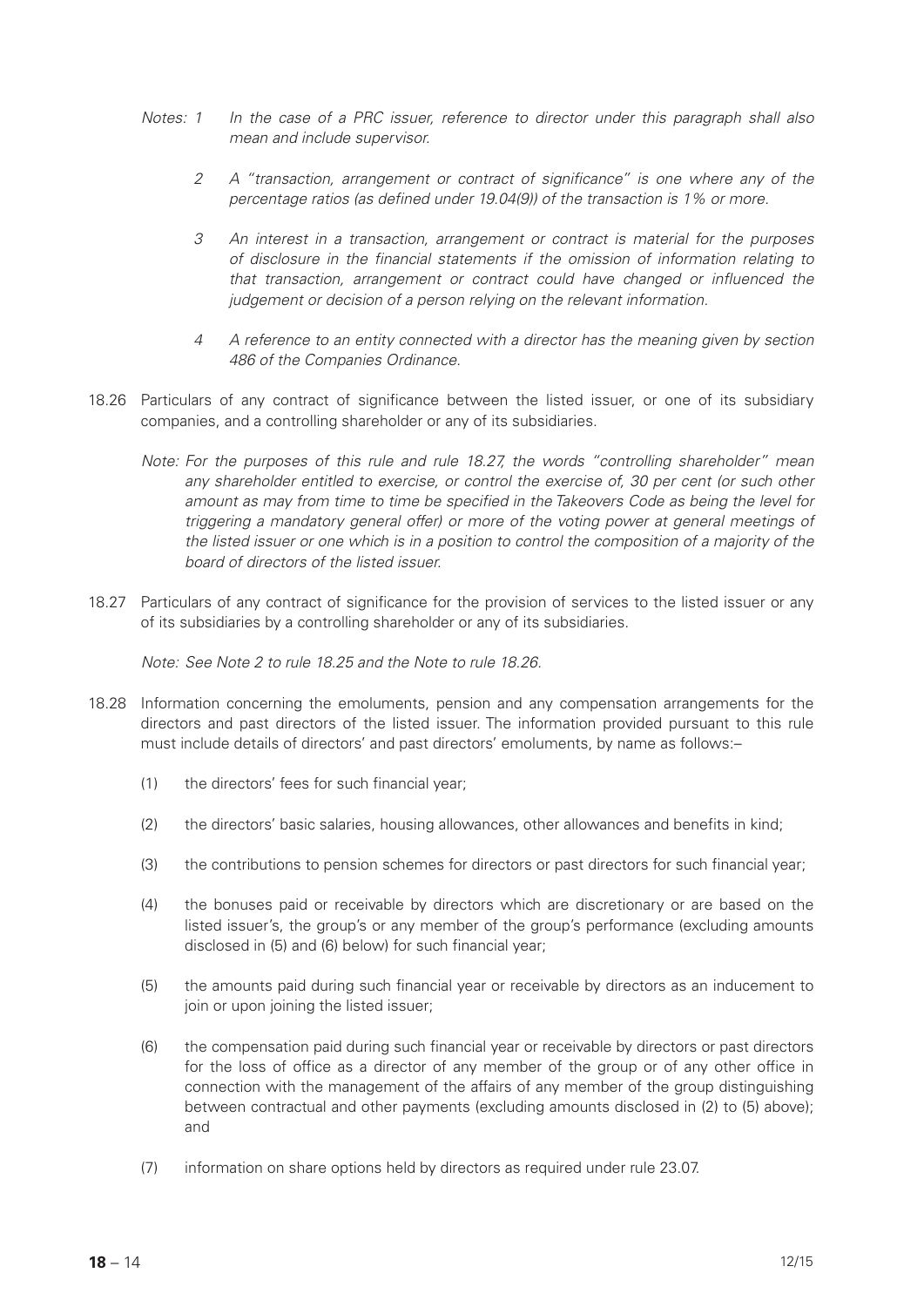*Notes: 1 In the case of a PRC issuer, reference to director under this paragraph shall also mean and include supervisor.*

*2 A "transaction, arrangement or contract of significance" is one where any of the percentage ratios (as defined under 19.04(9)) of the transaction is 1% or more.*

*3 An interest in a transaction, arrangement or contract is material for the purposes of disclosure in the financial statements if the omission of information relating to that transaction, arrangement or contract could have changed or influenced the judgement or decision of a person relying on the relevant information.*

*4 A reference to an entity connected with a director has the meaning given by section 486 of the Companies Ordinance.*

18.26 Particulars of any contract of significance between the listed issuer, or one of its subsidiary companies, and a controlling shareholder or any of its subsidiaries.

*Note: For the purposes of this rule and rule 18.27, the words "controlling shareholder" mean any shareholder entitled to exercise, or control the exercise of, 30 per cent (or such other amount as may from time to time be specified in the Takeovers Code as being the level for triggering a mandatory general offer) or more of the voting power at general meetings of the listed issuer or one which is in a position to control the composition of a majority of the board of directors of the listed issuer.*

18.27 Particulars of any contract of significance for the provision of services to the listed issuer or any of its subsidiaries by a controlling shareholder or any of its subsidiaries.

*Note: See Note 2 to rule 18.25 and the Note to rule 18.26.*

18.28 Information concerning the emoluments, pension and any compensation arrangements for the directors and past directors of the listed issuer. The information provided pursuant to this rule must include details of directors' and past directors' emoluments, by name as follows:–

(1) the directors' fees for such financial year;

(2) the directors' basic salaries, housing allowances, other allowances and benefits in kind;

(3) the contributions to pension schemes for directors or past directors for such financial year;

(4) the bonuses paid or receivable by directors which are discretionary or are based on the listed issuer's, the group's or any member of the group's performance (excluding amounts disclosed in (5) and (6) below) for such financial year;

(5) the amounts paid during such financial year or receivable by directors as an inducement to join or upon joining the listed issuer;

(6) the compensation paid during such financial year or receivable by directors or past directors for the loss of office as a director of any member of the group or of any other office in connection with the management of the affairs of any member of the group distinguishing between contractual and other payments (excluding amounts disclosed in (2) to (5) above); and

(7) information on share options held by directors as required under rule 23.07.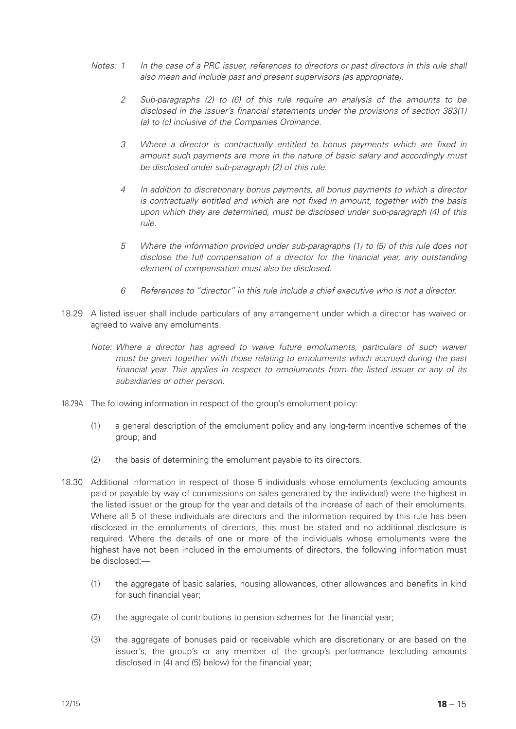*Notes:* 1 *In the case of a PRC issuer, references to directors or past directors in this rule shall also mean and include past and present supervisors (as appropriate).*

2 *Sub-paragraphs (2) to (6) of this rule require an analysis of the amounts to be disclosed in the issuer's financial statements under the provisions of section 383(1) (a) to (c) inclusive of the Companies Ordinance.*

3 *Where a director is contractually entitled to bonus payments which are fixed in amount such payments are more in the nature of basic salary and accordingly must be disclosed under sub-paragraph (2) of this rule.*

4 *In addition to discretionary bonus payments, all bonus payments to which a director is contractually entitled and which are not fixed in amount, together with the basis upon which they are determined, must be disclosed under sub-paragraph (4) of this rule.*

5 *Where the information provided under sub-paragraphs (1) to (5) of this rule does not disclose the full compensation of a director for the financial year, any outstanding element of compensation must also be disclosed.*

6 *References to "director" in this rule include a chief executive who is not a director.*

18.29 A listed issuer shall include particulars of any arrangement under which a director has waived or agreed to waive any emoluments.

*Note: Where a director has agreed to waive future emoluments, particulars of such waiver must be given together with those relating to emoluments which accrued during the past financial year. This applies in respect to emoluments from the listed issuer or any of its subsidiaries or other person.*

18.29A The following information in respect of the group's emolument policy:

(1) a general description of the emolument policy and any long-term incentive schemes of the group; and

(2) the basis of determining the emolument payable to its directors.

18.30 Additional information in respect of those 5 individuals whose emoluments (excluding amounts paid or payable by way of commissions on sales generated by the individual) were the highest in the listed issuer or the group for the year and details of the increase of each of their emoluments. Where all 5 of these individuals are directors and the information required by this rule has been disclosed in the emoluments of directors, this must be stated and no additional disclosure is required. Where the details of one or more of the individuals whose emoluments were the highest have not been included in the emoluments of directors, the following information must be disclosed:—

(1) the aggregate of basic salaries, housing allowances, other allowances and benefits in kind for such financial year;

(2) the aggregate of contributions to pension schemes for the financial year;

(3) the aggregate of bonuses paid or receivable which are discretionary or are based on the issuer's, the group's or any member of the group's performance (excluding amounts disclosed in (4) and (5) below) for the financial year;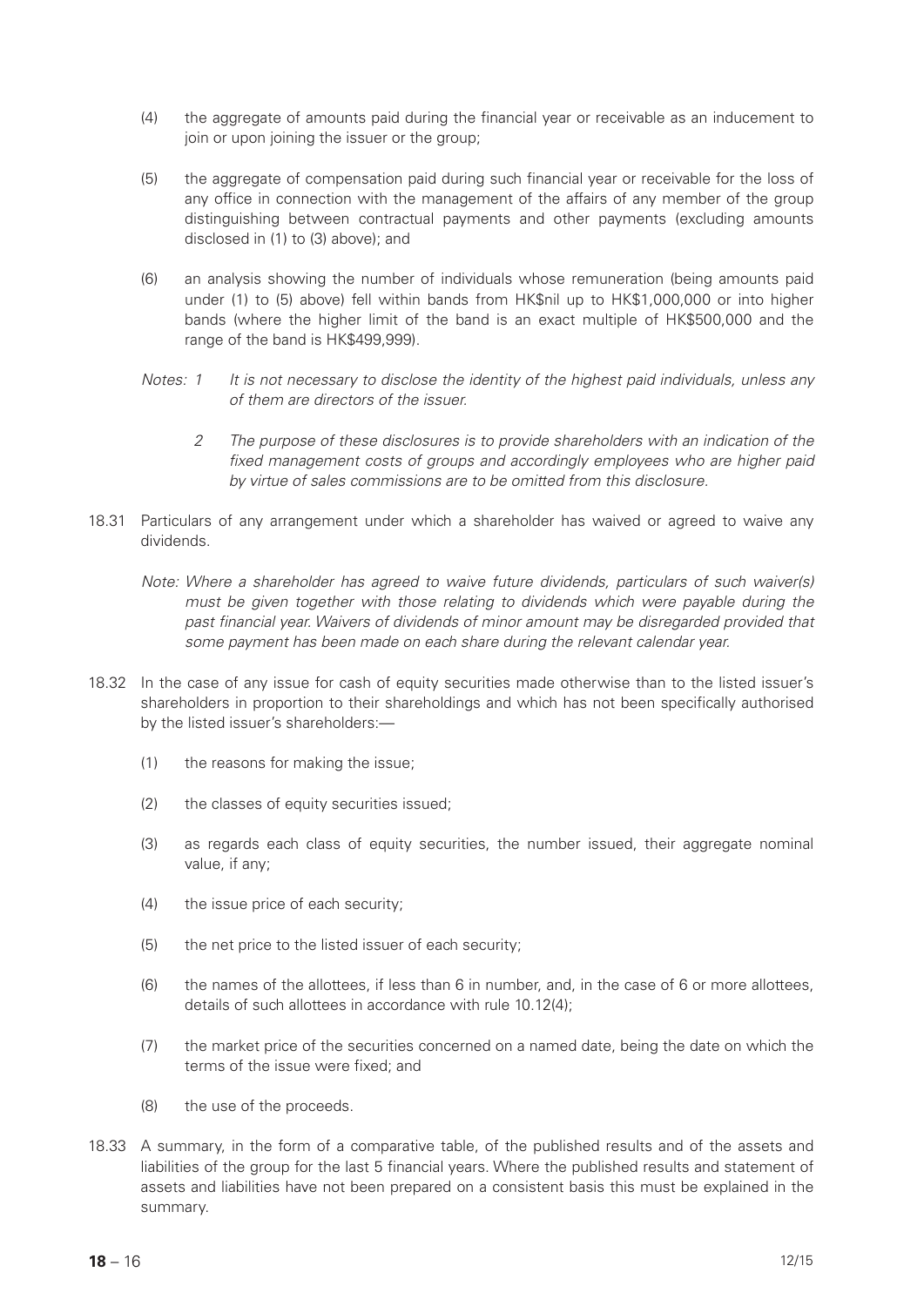(4) the aggregate of amounts paid during the financial year or receivable as an inducement to join or upon joining the issuer or the group;

(5) the aggregate of compensation paid during such financial year or receivable for the loss of any office in connection with the management of the affairs of any member of the group distinguishing between contractual payments and other payments (excluding amounts disclosed in (1) to (3) above); and

(6) an analysis showing the number of individuals whose remuneration (being amounts paid under (1) to (5) above) fell within bands from HK$nil up to HK$1,000,000 or into higher bands (where the higher limit of the band is an exact multiple of HK$500,000 and the range of the band is HK$499,999).

*Notes: 1 It is not necessary to disclose the identity of the highest paid individuals, unless any of them are directors of the issuer.*

*2 The purpose of these disclosures is to provide shareholders with an indication of the fixed management costs of groups and accordingly employees who are higher paid by virtue of sales commissions are to be omitted from this disclosure.*

18.31 Particulars of any arrangement under which a shareholder has waived or agreed to waive any dividends.

*Note: Where a shareholder has agreed to waive future dividends, particulars of such waiver(s) must be given together with those relating to dividends which were payable during the past financial year. Waivers of dividends of minor amount may be disregarded provided that some payment has been made on each share during the relevant calendar year.*

18.32 In the case of any issue for cash of equity securities made otherwise than to the listed issuer's shareholders in proportion to their shareholdings and which has not been specifically authorised by the listed issuer's shareholders:—

(1) the reasons for making the issue;

(2) the classes of equity securities issued;

(3) as regards each class of equity securities, the number issued, their aggregate nominal value, if any;

(4) the issue price of each security;

(5) the net price to the listed issuer of each security;

(6) the names of the allottees, if less than 6 in number, and, in the case of 6 or more allottees, details of such allottees in accordance with rule 10.12(4);

(7) the market price of the securities concerned on a named date, being the date on which the terms of the issue were fixed; and

(8) the use of the proceeds.

18.33 A summary, in the form of a comparative table, of the published results and of the assets and liabilities of the group for the last 5 financial years. Where the published results and statement of assets and liabilities have not been prepared on a consistent basis this must be explained in the summary.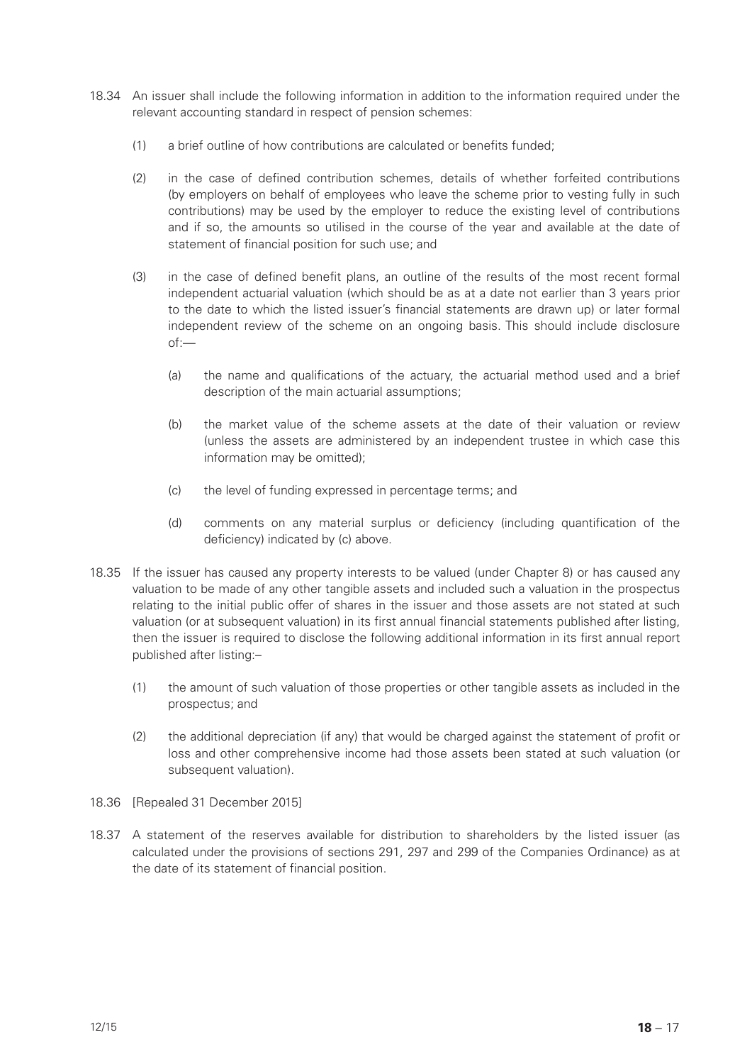18.34 An issuer shall include the following information in addition to the information required under the relevant accounting standard in respect of pension schemes:

(1) a brief outline of how contributions are calculated or benefits funded;

(2) in the case of defined contribution schemes, details of whether forfeited contributions (by employers on behalf of employees who leave the scheme prior to vesting fully in such contributions) may be used by the employer to reduce the existing level of contributions and if so, the amounts so utilised in the course of the year and available at the date of statement of financial position for such use; and

(3) in the case of defined benefit plans, an outline of the results of the most recent formal independent actuarial valuation (which should be as at a date not earlier than 3 years prior to the date to which the listed issuer's financial statements are drawn up) or later formal independent review of the scheme on an ongoing basis. This should include disclosure of:—

(a) the name and qualifications of the actuary, the actuarial method used and a brief description of the main actuarial assumptions;

(b) the market value of the scheme assets at the date of their valuation or review (unless the assets are administered by an independent trustee in which case this information may be omitted);

(c) the level of funding expressed in percentage terms; and

(d) comments on any material surplus or deficiency (including quantification of the deficiency) indicated by (c) above.

18.35 If the issuer has caused any property interests to be valued (under Chapter 8) or has caused any valuation to be made of any other tangible assets and included such a valuation in the prospectus relating to the initial public offer of shares in the issuer and those assets are not stated at such valuation (or at subsequent valuation) in its first annual financial statements published after listing, then the issuer is required to disclose the following additional information in its first annual report published after listing:–

(1) the amount of such valuation of those properties or other tangible assets as included in the prospectus; and

(2) the additional depreciation (if any) that would be charged against the statement of profit or loss and other comprehensive income had those assets been stated at such valuation (or subsequent valuation).

18.36 [Repealed 31 December 2015]

18.37 A statement of the reserves available for distribution to shareholders by the listed issuer (as calculated under the provisions of sections 291, 297 and 299 of the Companies Ordinance) as at the date of its statement of financial position.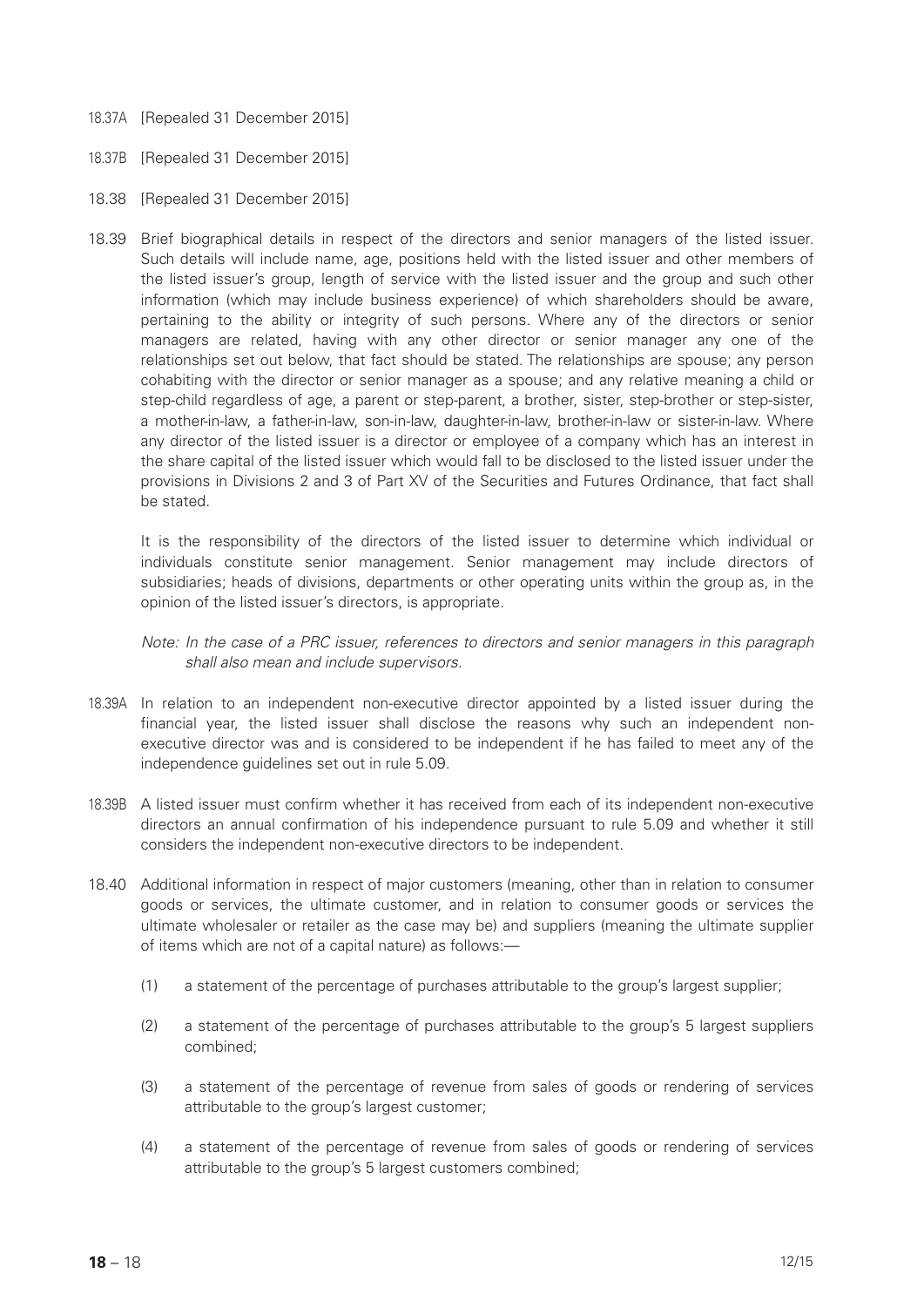18.37A [Repealed 31 December 2015]

18.37B [Repealed 31 December 2015]

18.38 [Repealed 31 December 2015]

18.39 Brief biographical details in respect of the directors and senior managers of the listed issuer. Such details will include name, age, positions held with the listed issuer and other members of the listed issuer's group, length of service with the listed issuer and the group and such other information (which may include business experience) of which shareholders should be aware, pertaining to the ability or integrity of such persons. Where any of the directors or senior managers are related, having with any other director or senior manager any one of the relationships set out below, that fact should be stated. The relationships are spouse; any person cohabiting with the director or senior manager as a spouse; and any relative meaning a child or step-child regardless of age, a parent or step-parent, a brother, sister, step-brother or step-sister, a mother-in-law, a father-in-law, son-in-law, daughter-in-law, brother-in-law or sister-in-law. Where any director of the listed issuer is a director or employee of a company which has an interest in the share capital of the listed issuer which would fall to be disclosed to the listed issuer under the provisions in Divisions 2 and 3 of Part XV of the Securities and Futures Ordinance, that fact shall be stated.

It is the responsibility of the directors of the listed issuer to determine which individual or individuals constitute senior management. Senior management may include directors of subsidiaries; heads of divisions, departments or other operating units within the group as, in the opinion of the listed issuer's directors, is appropriate.

*Note: In the case of a PRC issuer, references to directors and senior managers in this paragraph shall also mean and include supervisors.*

18.39A In relation to an independent non-executive director appointed by a listed issuer during the financial year, the listed issuer shall disclose the reasons why such an independent non-executive director was and is considered to be independent if he has failed to meet any of the independence guidelines set out in rule 5.09.

18.39B A listed issuer must confirm whether it has received from each of its independent non-executive directors an annual confirmation of his independence pursuant to rule 5.09 and whether it still considers the independent non-executive directors to be independent.

18.40 Additional information in respect of major customers (meaning, other than in relation to consumer goods or services, the ultimate customer, and in relation to consumer goods or services the ultimate wholesaler or retailer as the case may be) and suppliers (meaning the ultimate supplier of items which are not of a capital nature) as follows:—

(1) a statement of the percentage of purchases attributable to the group's largest supplier;

(2) a statement of the percentage of purchases attributable to the group's 5 largest suppliers combined;

(3) a statement of the percentage of revenue from sales of goods or rendering of services attributable to the group's largest customer;

(4) a statement of the percentage of revenue from sales of goods or rendering of services attributable to the group's 5 largest customers combined;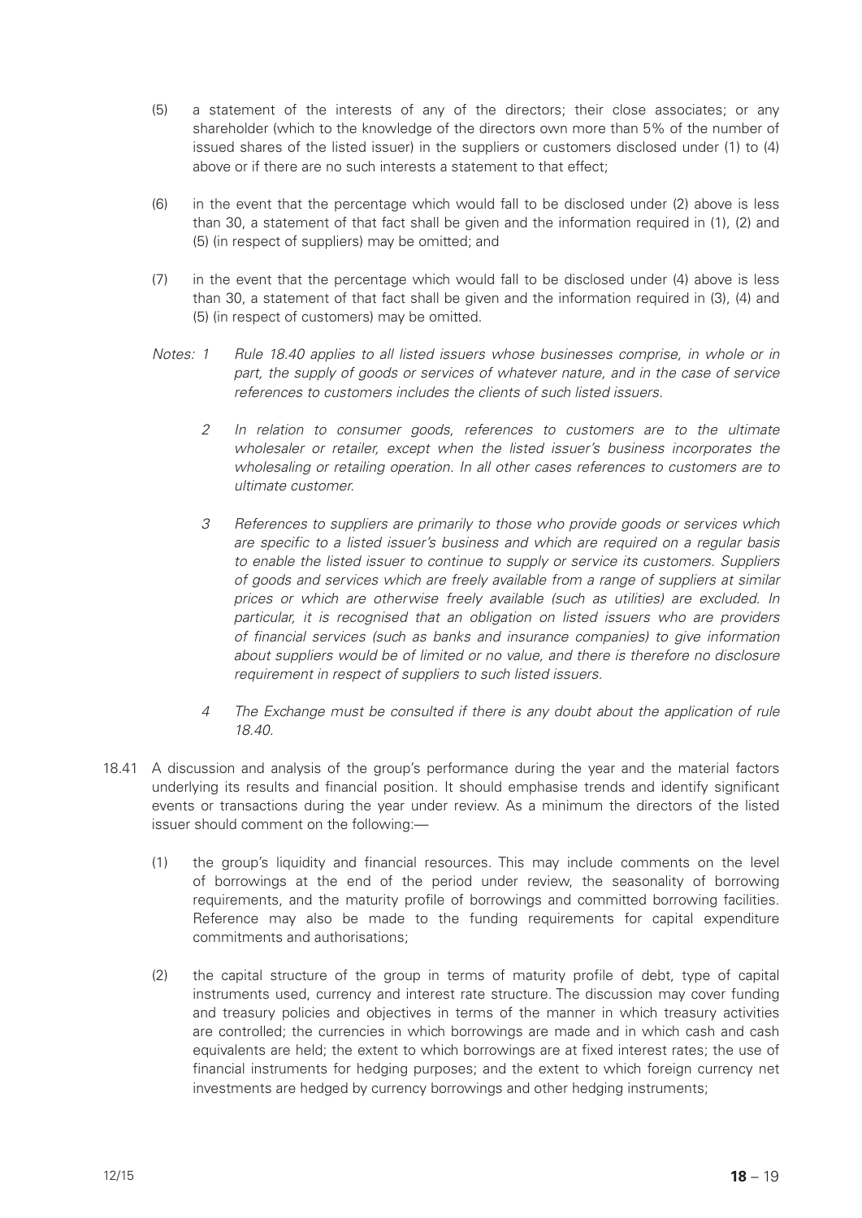(5) a statement of the interests of any of the directors; their close associates; or any shareholder (which to the knowledge of the directors own more than 5% of the number of issued shares of the listed issuer) in the suppliers or customers disclosed under (1) to (4) above or if there are no such interests a statement to that effect;

(6) in the event that the percentage which would fall to be disclosed under (2) above is less than 30, a statement of that fact shall be given and the information required in (1), (2) and (5) (in respect of suppliers) may be omitted; and

(7) in the event that the percentage which would fall to be disclosed under (4) above is less than 30, a statement of that fact shall be given and the information required in (3), (4) and (5) (in respect of customers) may be omitted.

*Notes: 1 Rule 18.40 applies to all listed issuers whose businesses comprise, in whole or in part, the supply of goods or services of whatever nature, and in the case of service references to customers includes the clients of such listed issuers.*

*2 In relation to consumer goods, references to customers are to the ultimate wholesaler or retailer, except when the listed issuer's business incorporates the wholesaling or retailing operation. In all other cases references to customers are to ultimate customer.*

*3 References to suppliers are primarily to those who provide goods or services which are specific to a listed issuer's business and which are required on a regular basis to enable the listed issuer to continue to supply or service its customers. Suppliers of goods and services which are freely available from a range of suppliers at similar prices or which are otherwise freely available (such as utilities) are excluded. In particular, it is recognised that an obligation on listed issuers who are providers of financial services (such as banks and insurance companies) to give information about suppliers would be of limited or no value, and there is therefore no disclosure requirement in respect of suppliers to such listed issuers.*

*4 The Exchange must be consulted if there is any doubt about the application of rule 18.40.*

18.41 A discussion and analysis of the group's performance during the year and the material factors underlying its results and financial position. It should emphasise trends and identify significant events or transactions during the year under review. As a minimum the directors of the listed issuer should comment on the following:—

(1) the group's liquidity and financial resources. This may include comments on the level of borrowings at the end of the period under review, the seasonality of borrowing requirements, and the maturity profile of borrowings and committed borrowing facilities. Reference may also be made to the funding requirements for capital expenditure commitments and authorisations;

(2) the capital structure of the group in terms of maturity profile of debt, type of capital instruments used, currency and interest rate structure. The discussion may cover funding and treasury policies and objectives in terms of the manner in which treasury activities are controlled; the currencies in which borrowings are made and in which cash and cash equivalents are held; the extent to which borrowings are at fixed interest rates; the use of financial instruments for hedging purposes; and the extent to which foreign currency net investments are hedged by currency borrowings and other hedging instruments;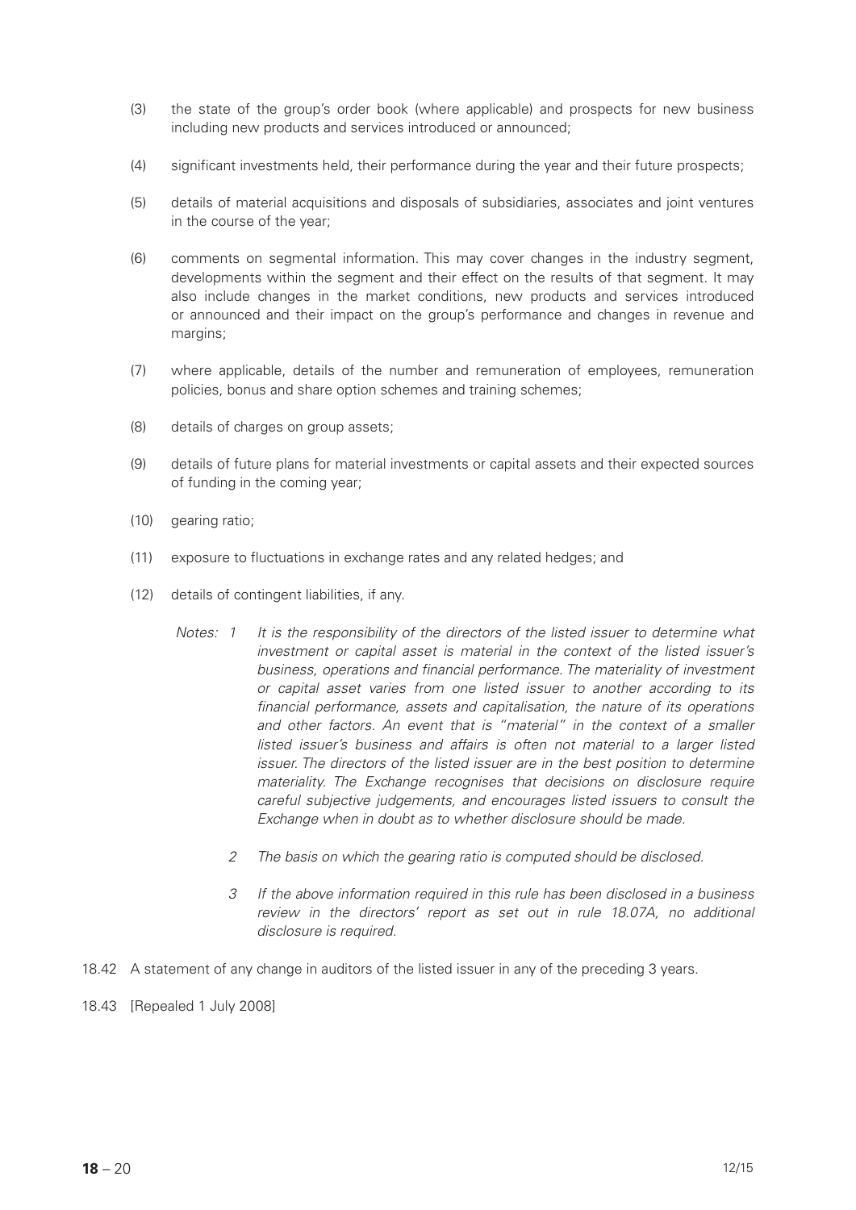(3) the state of the group's order book (where applicable) and prospects for new business including new products and services introduced or announced;

(4) significant investments held, their performance during the year and their future prospects;

(5) details of material acquisitions and disposals of subsidiaries, associates and joint ventures in the course of the year;

(6) comments on segmental information. This may cover changes in the industry segment, developments within the segment and their effect on the results of that segment. It may also include changes in the market conditions, new products and services introduced or announced and their impact on the group's performance and changes in revenue and margins;

(7) where applicable, details of the number and remuneration of employees, remuneration policies, bonus and share option schemes and training schemes;

(8) details of charges on group assets;

(9) details of future plans for material investments or capital assets and their expected sources of funding in the coming year;

(10) gearing ratio;

(11) exposure to fluctuations in exchange rates and any related hedges; and

(12) details of contingent liabilities, if any.

*Notes: 1 It is the responsibility of the directors of the listed issuer to determine what investment or capital asset is material in the context of the listed issuer's business, operations and financial performance. The materiality of investment or capital asset varies from one listed issuer to another according to its financial performance, assets and capitalisation, the nature of its operations and other factors. An event that is "material" in the context of a smaller listed issuer's business and affairs is often not material to a larger listed issuer. The directors of the listed issuer are in the best position to determine materiality. The Exchange recognises that decisions on disclosure require careful subjective judgements, and encourages listed issuers to consult the Exchange when in doubt as to whether disclosure should be made.*

*2 The basis on which the gearing ratio is computed should be disclosed.*

*3 If the above information required in this rule has been disclosed in a business review in the directors' report as set out in rule 18.07A, no additional disclosure is required.*

18.42 A statement of any change in auditors of the listed issuer in any of the preceding 3 years.

18.43 [Repealed 1 July 2008]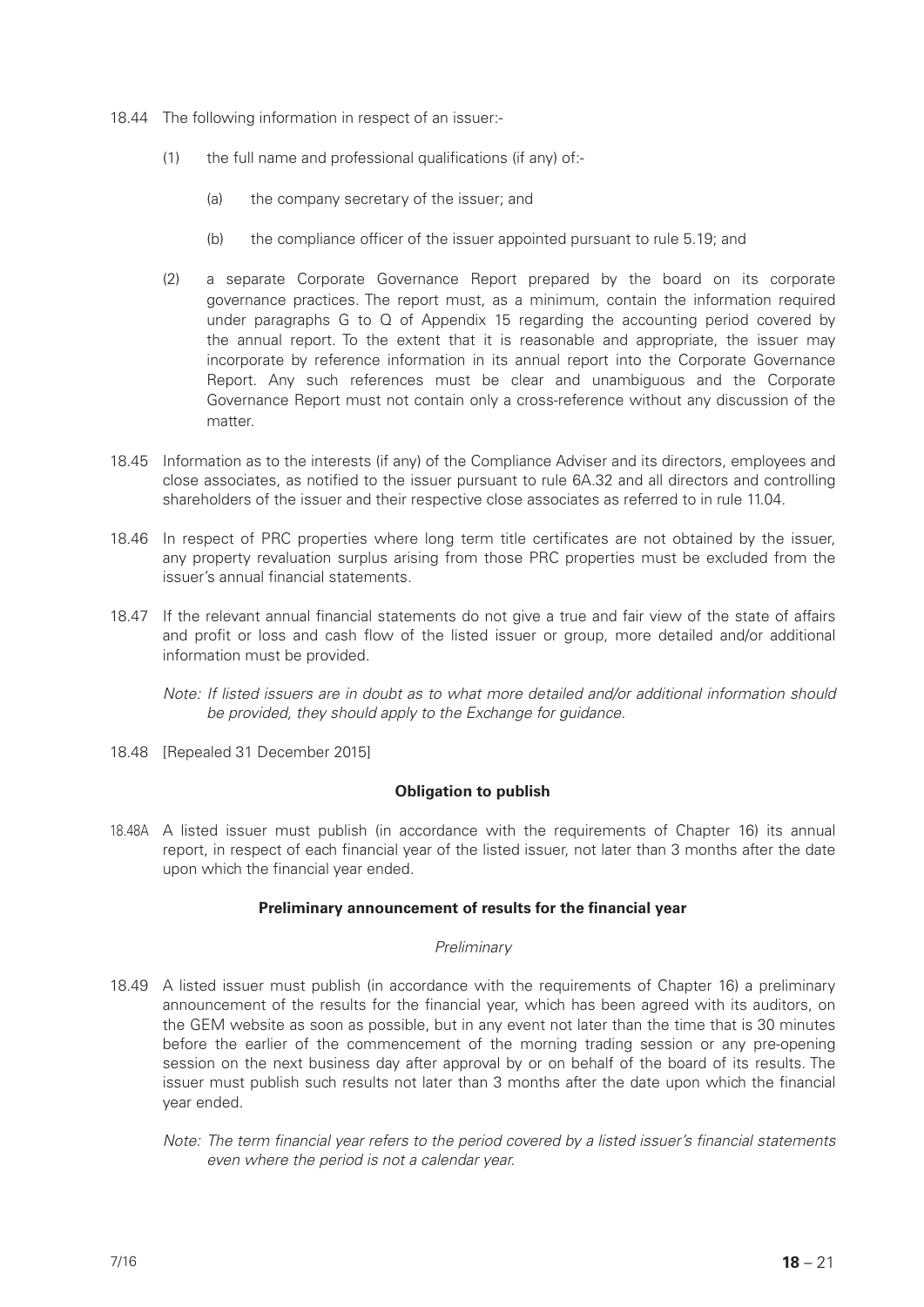18.44 The following information in respect of an issuer:-

(1) the full name and professional qualifications (if any) of:-

(a) the company secretary of the issuer; and

(b) the compliance officer of the issuer appointed pursuant to rule 5.19; and

(2) a separate Corporate Governance Report prepared by the board on its corporate governance practices. The report must, as a minimum, contain the information required under paragraphs G to Q of Appendix 15 regarding the accounting period covered by the annual report. To the extent that it is reasonable and appropriate, the issuer may incorporate by reference information in its annual report into the Corporate Governance Report. Any such references must be clear and unambiguous and the Corporate Governance Report must not contain only a cross-reference without any discussion of the matter.

18.45 Information as to the interests (if any) of the Compliance Adviser and its directors, employees and close associates, as notified to the issuer pursuant to rule 6A.32 and all directors and controlling shareholders of the issuer and their respective close associates as referred to in rule 11.04.

18.46 In respect of PRC properties where long term title certificates are not obtained by the issuer, any property revaluation surplus arising from those PRC properties must be excluded from the issuer's annual financial statements.

18.47 If the relevant annual financial statements do not give a true and fair view of the state of affairs and profit or loss and cash flow of the listed issuer or group, more detailed and/or additional information must be provided.

*Note: If listed issuers are in doubt as to what more detailed and/or additional information should be provided, they should apply to the Exchange for guidance.*

18.48 [Repealed 31 December 2015]

**Obligation to publish**

18.48A A listed issuer must publish (in accordance with the requirements of Chapter 16) its annual report, in respect of each financial year of the listed issuer, not later than 3 months after the date upon which the financial year ended.

**Preliminary announcement of results for the financial year**

*Preliminary*

18.49 A listed issuer must publish (in accordance with the requirements of Chapter 16) a preliminary announcement of the results for the financial year, which has been agreed with its auditors, on the GEM website as soon as possible, but in any event not later than the time that is 30 minutes before the earlier of the commencement of the morning trading session or any pre-opening session on the next business day after approval by or on behalf of the board of its results. The issuer must publish such results not later than 3 months after the date upon which the financial year ended.

*Note: The term financial year refers to the period covered by a listed issuer's financial statements even where the period is not a calendar year.*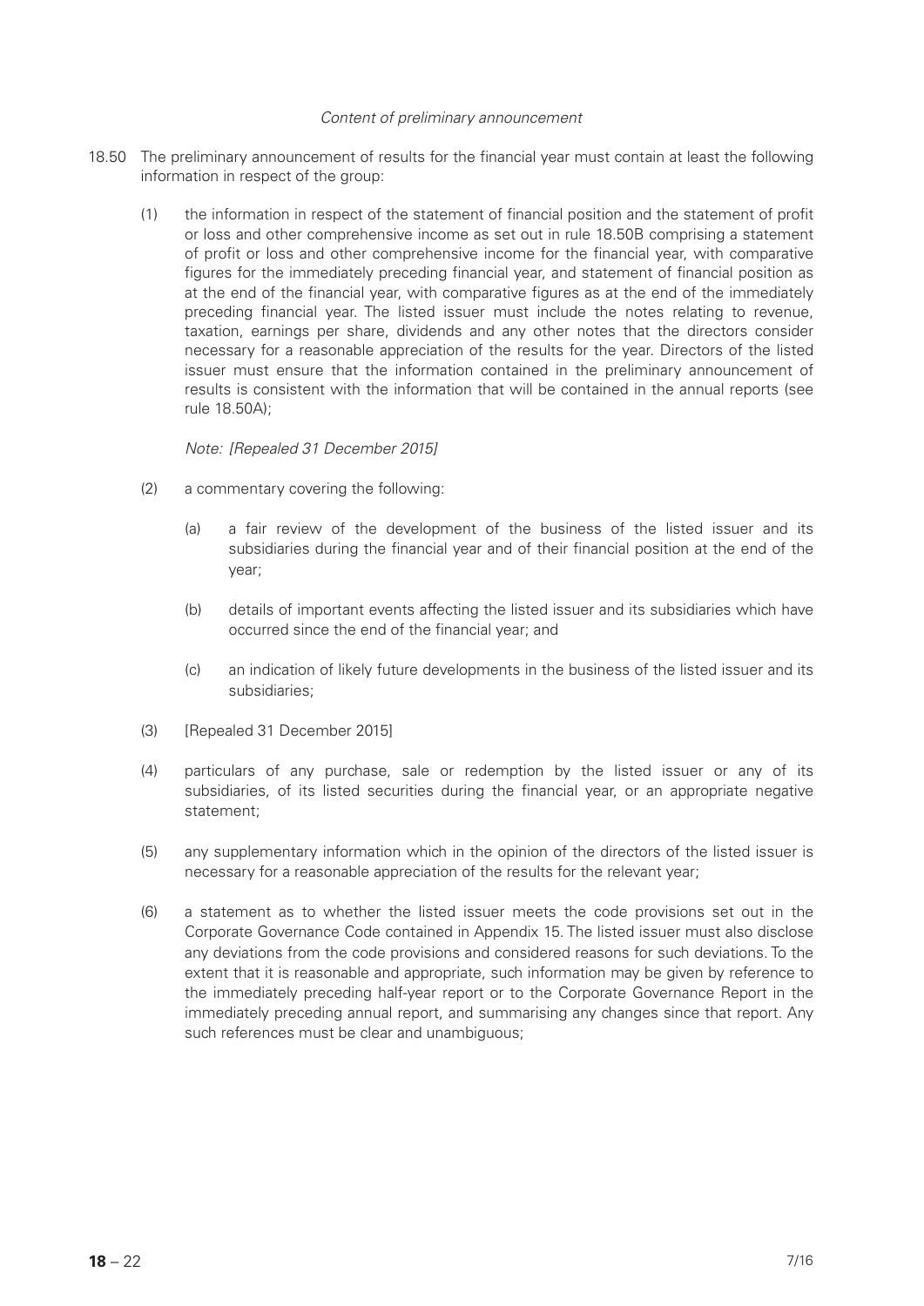*Content of preliminary announcement*

18.50 The preliminary announcement of results for the financial year must contain at least the following information in respect of the group:

(1) the information in respect of the statement of financial position and the statement of profit or loss and other comprehensive income as set out in rule 18.50B comprising a statement of profit or loss and other comprehensive income for the financial year, with comparative figures for the immediately preceding financial year, and statement of financial position as at the end of the financial year, with comparative figures as at the end of the immediately preceding financial year. The listed issuer must include the notes relating to revenue, taxation, earnings per share, dividends and any other notes that the directors consider necessary for a reasonable appreciation of the results for the year. Directors of the listed issuer must ensure that the information contained in the preliminary announcement of results is consistent with the information that will be contained in the annual reports (see rule 18.50A);

*Note: [Repealed 31 December 2015]*

(2) a commentary covering the following:

(a) a fair review of the development of the business of the listed issuer and its subsidiaries during the financial year and of their financial position at the end of the year;

(b) details of important events affecting the listed issuer and its subsidiaries which have occurred since the end of the financial year; and

(c) an indication of likely future developments in the business of the listed issuer and its subsidiaries;

(3) [Repealed 31 December 2015]

(4) particulars of any purchase, sale or redemption by the listed issuer or any of its subsidiaries, of its listed securities during the financial year, or an appropriate negative statement;

(5) any supplementary information which in the opinion of the directors of the listed issuer is necessary for a reasonable appreciation of the results for the relevant year;

(6) a statement as to whether the listed issuer meets the code provisions set out in the Corporate Governance Code contained in Appendix 15. The listed issuer must also disclose any deviations from the code provisions and considered reasons for such deviations. To the extent that it is reasonable and appropriate, such information may be given by reference to the immediately preceding half-year report or to the Corporate Governance Report in the immediately preceding annual report, and summarising any changes since that report. Any such references must be clear and unambiguous;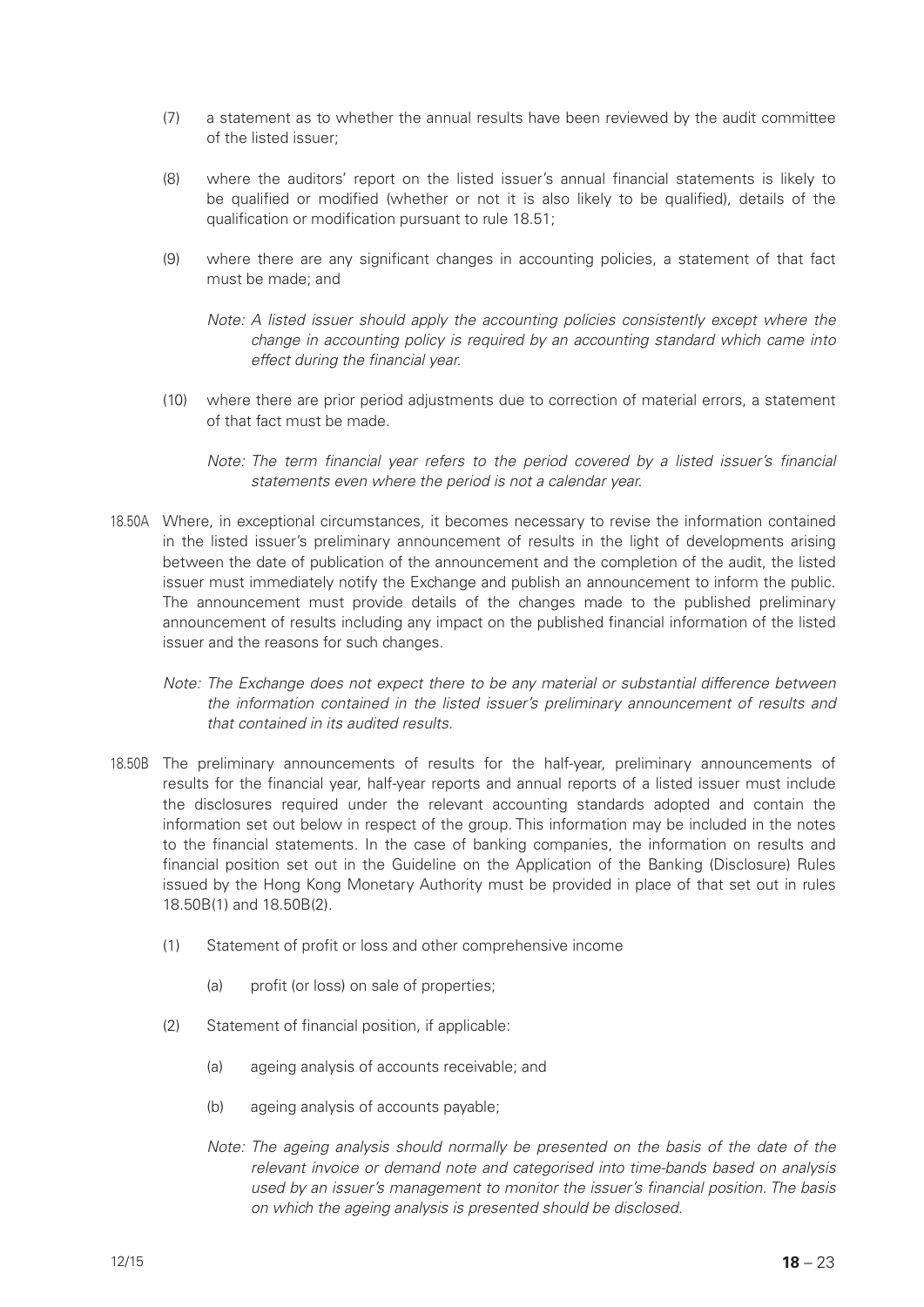(7) a statement as to whether the annual results have been reviewed by the audit committee of the listed issuer;

(8) where the auditors' report on the listed issuer's annual financial statements is likely to be qualified or modified (whether or not it is also likely to be qualified), details of the qualification or modification pursuant to rule 18.51;

(9) where there are any significant changes in accounting policies, a statement of that fact must be made; and

*Note: A listed issuer should apply the accounting policies consistently except where the change in accounting policy is required by an accounting standard which came into effect during the financial year.*

(10) where there are prior period adjustments due to correction of material errors, a statement of that fact must be made.

*Note: The term financial year refers to the period covered by a listed issuer's financial statements even where the period is not a calendar year.*

18.50A Where, in exceptional circumstances, it becomes necessary to revise the information contained in the listed issuer's preliminary announcement of results in the light of developments arising between the date of publication of the announcement and the completion of the audit, the listed issuer must immediately notify the Exchange and publish an announcement to inform the public. The announcement must provide details of the changes made to the published preliminary announcement of results including any impact on the published financial information of the listed issuer and the reasons for such changes.

*Note: The Exchange does not expect there to be any material or substantial difference between the information contained in the listed issuer's preliminary announcement of results and that contained in its audited results.*

18.50B The preliminary announcements of results for the half-year, preliminary announcements of results for the financial year, half-year reports and annual reports of a listed issuer must include the disclosures required under the relevant accounting standards adopted and contain the information set out below in respect of the group. This information may be included in the notes to the financial statements. In the case of banking companies, the information on results and financial position set out in the Guideline on the Application of the Banking (Disclosure) Rules issued by the Hong Kong Monetary Authority must be provided in place of that set out in rules 18.50B(1) and 18.50B(2).

(1) Statement of profit or loss and other comprehensive income

(a) profit (or loss) on sale of properties;

(2) Statement of financial position, if applicable:

(a) ageing analysis of accounts receivable; and

(b) ageing analysis of accounts payable;

*Note: The ageing analysis should normally be presented on the basis of the date of the relevant invoice or demand note and categorised into time-bands based on analysis used by an issuer's management to monitor the issuer's financial position. The basis on which the ageing analysis is presented should be disclosed.*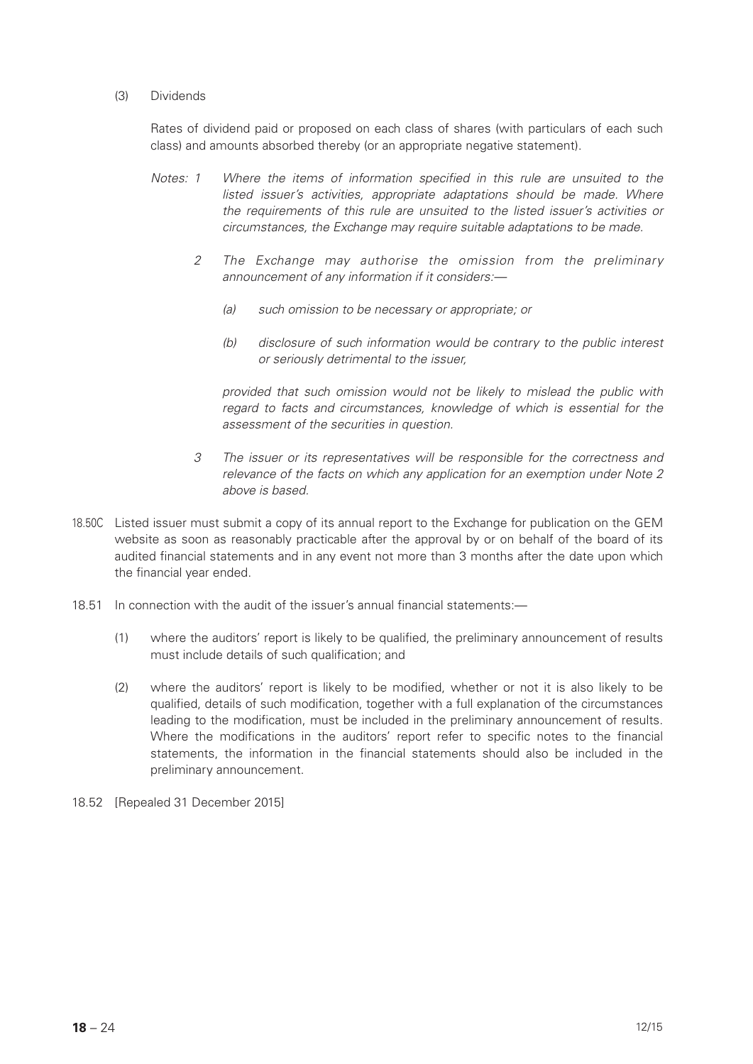(3) Dividends

Rates of dividend paid or proposed on each class of shares (with particulars of each such class) and amounts absorbed thereby (or an appropriate negative statement).

*Notes: 1 Where the items of information specified in this rule are unsuited to the listed issuer's activities, appropriate adaptations should be made. Where the requirements of this rule are unsuited to the listed issuer's activities or circumstances, the Exchange may require suitable adaptations to be made.*

*2 The Exchange may authorise the omission from the preliminary announcement of any information if it considers:—*

*(a) such omission to be necessary or appropriate; or*

*(b) disclosure of such information would be contrary to the public interest or seriously detrimental to the issuer,*

*provided that such omission would not be likely to mislead the public with regard to facts and circumstances, knowledge of which is essential for the assessment of the securities in question.*

*3 The issuer or its representatives will be responsible for the correctness and relevance of the facts on which any application for an exemption under Note 2 above is based.*

18.50C Listed issuer must submit a copy of its annual report to the Exchange for publication on the GEM website as soon as reasonably practicable after the approval by or on behalf of the board of its audited financial statements and in any event not more than 3 months after the date upon which the financial year ended.

18.51 In connection with the audit of the issuer's annual financial statements:—

(1) where the auditors' report is likely to be qualified, the preliminary announcement of results must include details of such qualification; and

(2) where the auditors' report is likely to be modified, whether or not it is also likely to be qualified, details of such modification, together with a full explanation of the circumstances leading to the modification, must be included in the preliminary announcement of results. Where the modifications in the auditors' report refer to specific notes to the financial statements, the information in the financial statements should also be included in the preliminary announcement.

18.52 [Repealed 31 December 2015]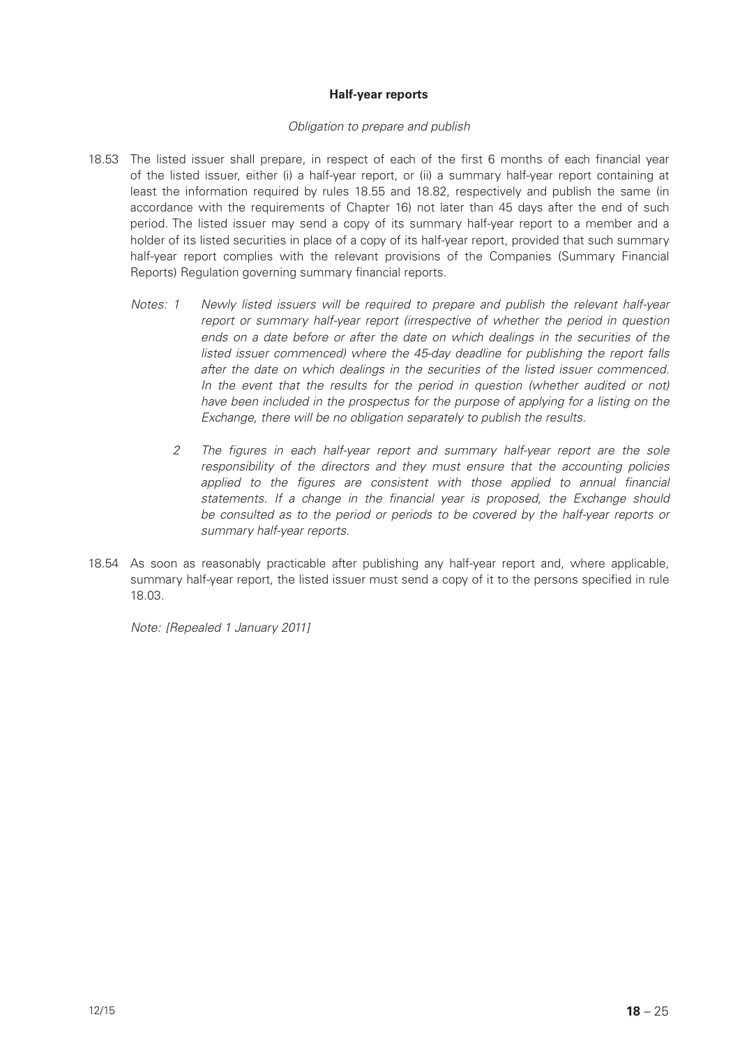**Half-year reports**

*Obligation to prepare and publish*

18.53 The listed issuer shall prepare, in respect of each of the first 6 months of each financial year of the listed issuer, either (i) a half-year report, or (ii) a summary half-year report containing at least the information required by rules 18.55 and 18.82, respectively and publish the same (in accordance with the requirements of Chapter 16) not later than 45 days after the end of such period. The listed issuer may send a copy of its summary half-year report to a member and a holder of its listed securities in place of a copy of its half-year report, provided that such summary half-year report complies with the relevant provisions of the Companies (Summary Financial Reports) Regulation governing summary financial reports.

*Notes: 1 Newly listed issuers will be required to prepare and publish the relevant half-year report or summary half-year report (irrespective of whether the period in question ends on a date before or after the date on which dealings in the securities of the listed issuer commenced) where the 45-day deadline for publishing the report falls after the date on which dealings in the securities of the listed issuer commenced. In the event that the results for the period in question (whether audited or not) have been included in the prospectus for the purpose of applying for a listing on the Exchange, there will be no obligation separately to publish the results.*

*2 The figures in each half-year report and summary half-year report are the sole responsibility of the directors and they must ensure that the accounting policies applied to the figures are consistent with those applied to annual financial statements. If a change in the financial year is proposed, the Exchange should be consulted as to the period or periods to be covered by the half-year reports or summary half-year reports.*

18.54 As soon as reasonably practicable after publishing any half-year report and, where applicable, summary half-year report, the listed issuer must send a copy of it to the persons specified in rule 18.03.

*Note: [Repealed 1 January 2011]*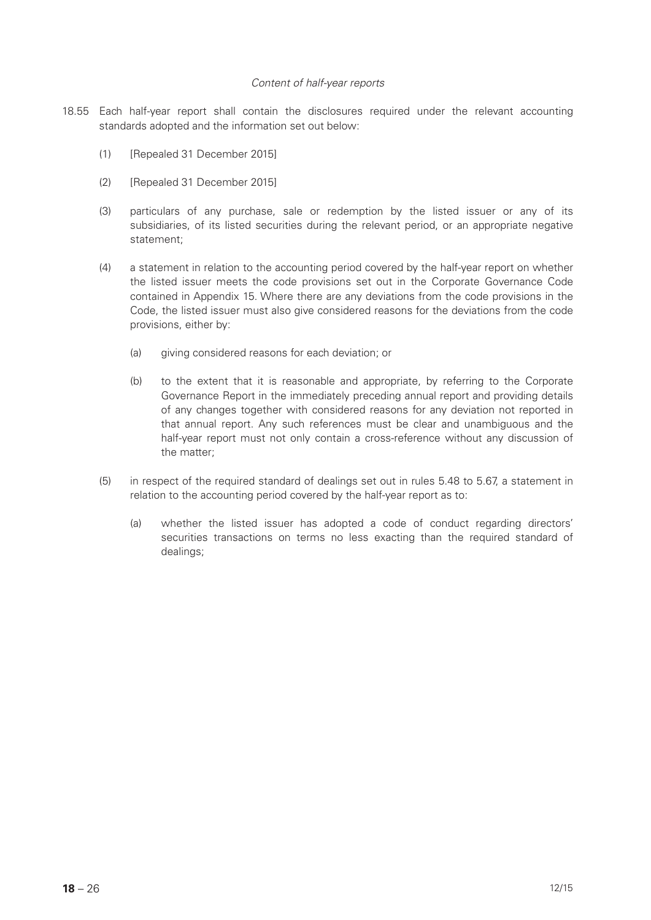*Content of half-year reports*

18.55 Each half-year report shall contain the disclosures required under the relevant accounting standards adopted and the information set out below:

(1) [Repealed 31 December 2015]

(2) [Repealed 31 December 2015]

(3) particulars of any purchase, sale or redemption by the listed issuer or any of its subsidiaries, of its listed securities during the relevant period, or an appropriate negative statement;

(4) a statement in relation to the accounting period covered by the half-year report on whether the listed issuer meets the code provisions set out in the Corporate Governance Code contained in Appendix 15. Where there are any deviations from the code provisions in the Code, the listed issuer must also give considered reasons for the deviations from the code provisions, either by:

  (a) giving considered reasons for each deviation; or

  (b) to the extent that it is reasonable and appropriate, by referring to the Corporate Governance Report in the immediately preceding annual report and providing details of any changes together with considered reasons for any deviation not reported in that annual report. Any such references must be clear and unambiguous and the half-year report must not only contain a cross-reference without any discussion of the matter;

(5) in respect of the required standard of dealings set out in rules 5.48 to 5.67, a statement in relation to the accounting period covered by the half-year report as to:

  (a) whether the listed issuer has adopted a code of conduct regarding directors' securities transactions on terms no less exacting than the required standard of dealings;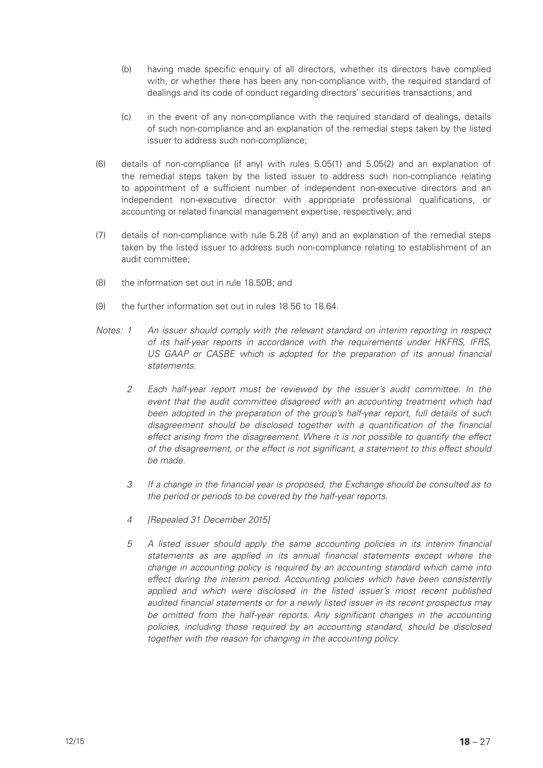(b) having made specific enquiry of all directors, whether its directors have complied with, or whether there has been any non-compliance with, the required standard of dealings and its code of conduct regarding directors' securities transactions; and

(c) in the event of any non-compliance with the required standard of dealings, details of such non-compliance and an explanation of the remedial steps taken by the listed issuer to address such non-compliance;

(6) details of non-compliance (if any) with rules 5.05(1) and 5.05(2) and an explanation of the remedial steps taken by the listed issuer to address such non-compliance relating to appointment of a sufficient number of independent non-executive directors and an independent non-executive director with appropriate professional qualifications, or accounting or related financial management expertise, respectively; and

(7) details of non-compliance with rule 5.28 (if any) and an explanation of the remedial steps taken by the listed issuer to address such non-compliance relating to establishment of an audit committee;

(8) the information set out in rule 18.50B; and

(9) the further information set out in rules 18.56 to 18.64.

*Notes: 1 An issuer should comply with the relevant standard on interim reporting in respect of its half-year reports in accordance with the requirements under HKFRS, IFRS, US GAAP or CASBE which is adopted for the preparation of its annual financial statements.*

*2 Each half-year report must be reviewed by the issuer's audit committee. In the event that the audit committee disagreed with an accounting treatment which had been adopted in the preparation of the group's half-year report, full details of such disagreement should be disclosed together with a quantification of the financial effect arising from the disagreement. Where it is not possible to quantify the effect of the disagreement, or the effect is not significant, a statement to this effect should be made.*

*3 If a change in the financial year is proposed, the Exchange should be consulted as to the period or periods to be covered by the half-year reports.*

*4 [Repealed 31 December 2015]*

*5 A listed issuer should apply the same accounting policies in its interim financial statements as are applied in its annual financial statements except where the change in accounting policy is required by an accounting standard which came into effect during the interim period. Accounting policies which have been consistently applied and which were disclosed in the listed issuer's most recent published audited financial statements or for a newly listed issuer in its recent prospectus may be omitted from the half-year reports. Any significant changes in the accounting policies, including those required by an accounting standard, should be disclosed together with the reason for changing in the accounting policy.*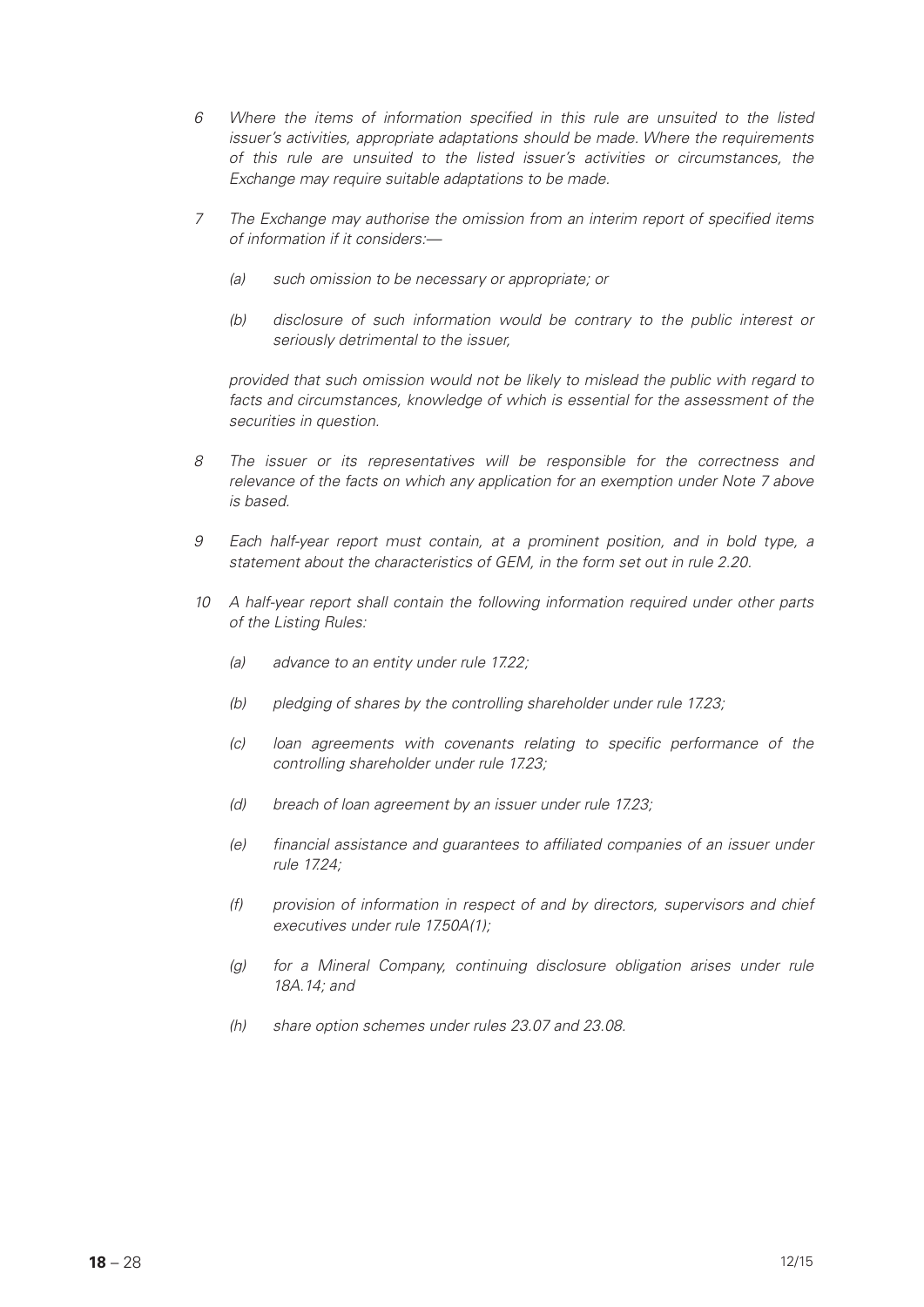*6 Where the items of information specified in this rule are unsuited to the listed issuer's activities, appropriate adaptations should be made. Where the requirements of this rule are unsuited to the listed issuer's activities or circumstances, the Exchange may require suitable adaptations to be made.*

*7 The Exchange may authorise the omission from an interim report of specified items of information if it considers:—*

*(a) such omission to be necessary or appropriate; or*

*(b) disclosure of such information would be contrary to the public interest or seriously detrimental to the issuer,*

*provided that such omission would not be likely to mislead the public with regard to facts and circumstances, knowledge of which is essential for the assessment of the securities in question.*

*8 The issuer or its representatives will be responsible for the correctness and relevance of the facts on which any application for an exemption under Note 7 above is based.*

*9 Each half-year report must contain, at a prominent position, and in bold type, a statement about the characteristics of GEM, in the form set out in rule 2.20.*

*10 A half-year report shall contain the following information required under other parts of the Listing Rules:*

*(a) advance to an entity under rule 17.22;*

*(b) pledging of shares by the controlling shareholder under rule 17.23;*

*(c) loan agreements with covenants relating to specific performance of the controlling shareholder under rule 17.23;*

*(d) breach of loan agreement by an issuer under rule 17.23;*

*(e) financial assistance and guarantees to affiliated companies of an issuer under rule 17.24;*

*(f) provision of information in respect of and by directors, supervisors and chief executives under rule 17.50A(1);*

*(g) for a Mineral Company, continuing disclosure obligation arises under rule 18A.14; and*

*(h) share option schemes under rules 23.07 and 23.08.*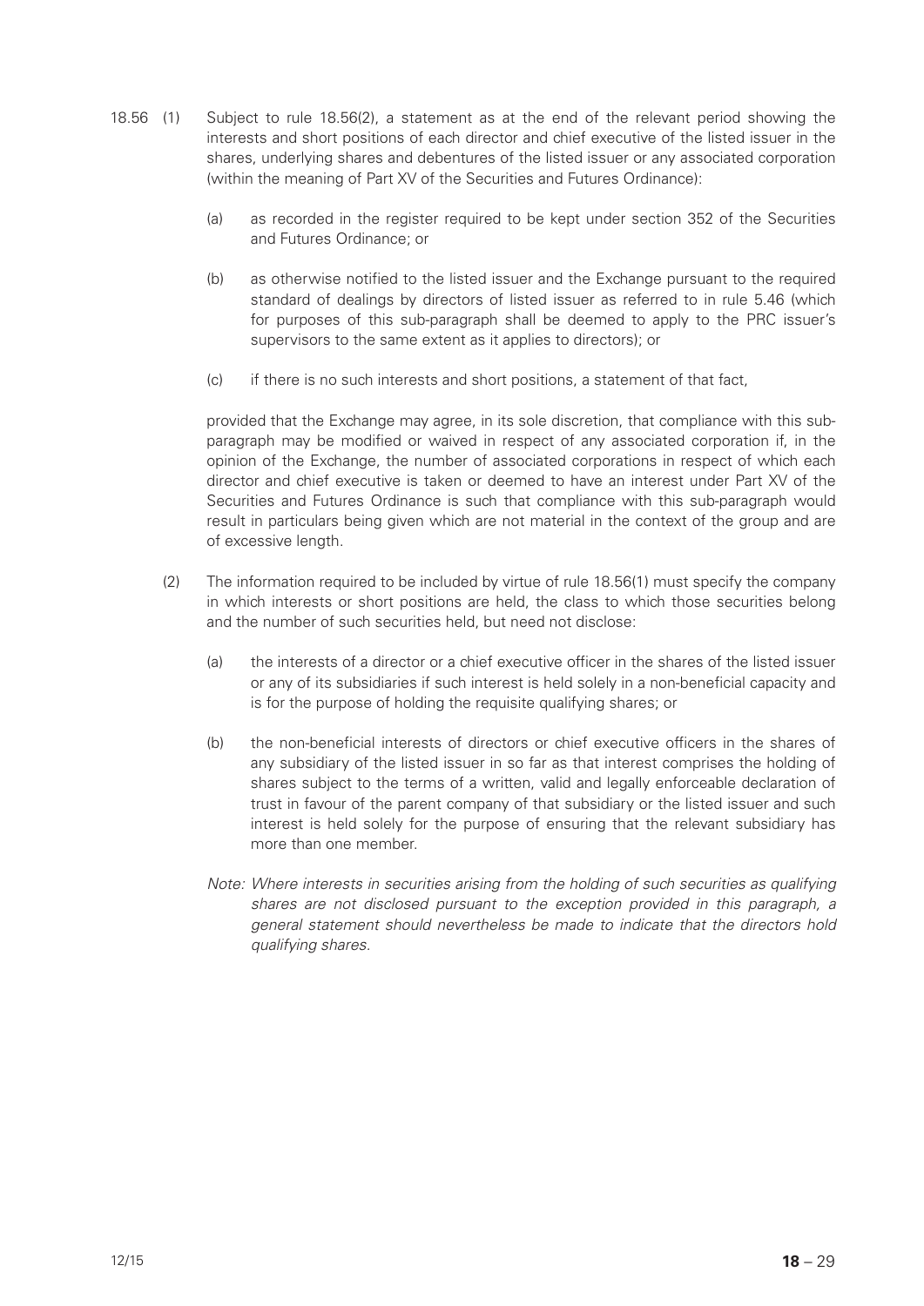18.56 (1) Subject to rule 18.56(2), a statement as at the end of the relevant period showing the interests and short positions of each director and chief executive of the listed issuer in the shares, underlying shares and debentures of the listed issuer or any associated corporation (within the meaning of Part XV of the Securities and Futures Ordinance):

(a) as recorded in the register required to be kept under section 352 of the Securities and Futures Ordinance; or

(b) as otherwise notified to the listed issuer and the Exchange pursuant to the required standard of dealings by directors of listed issuer as referred to in rule 5.46 (which for purposes of this sub-paragraph shall be deemed to apply to the PRC issuer's supervisors to the same extent as it applies to directors); or

(c) if there is no such interests and short positions, a statement of that fact,

provided that the Exchange may agree, in its sole discretion, that compliance with this sub-paragraph may be modified or waived in respect of any associated corporation if, in the opinion of the Exchange, the number of associated corporations in respect of which each director and chief executive is taken or deemed to have an interest under Part XV of the Securities and Futures Ordinance is such that compliance with this sub-paragraph would result in particulars being given which are not material in the context of the group and are of excessive length.

(2) The information required to be included by virtue of rule 18.56(1) must specify the company in which interests or short positions are held, the class to which those securities belong and the number of such securities held, but need not disclose:

(a) the interests of a director or a chief executive officer in the shares of the listed issuer or any of its subsidiaries if such interest is held solely in a non-beneficial capacity and is for the purpose of holding the requisite qualifying shares; or

(b) the non-beneficial interests of directors or chief executive officers in the shares of any subsidiary of the listed issuer in so far as that interest comprises the holding of shares subject to the terms of a written, valid and legally enforceable declaration of trust in favour of the parent company of that subsidiary or the listed issuer and such interest is held solely for the purpose of ensuring that the relevant subsidiary has more than one member.

*Note: Where interests in securities arising from the holding of such securities as qualifying shares are not disclosed pursuant to the exception provided in this paragraph, a general statement should nevertheless be made to indicate that the directors hold qualifying shares.*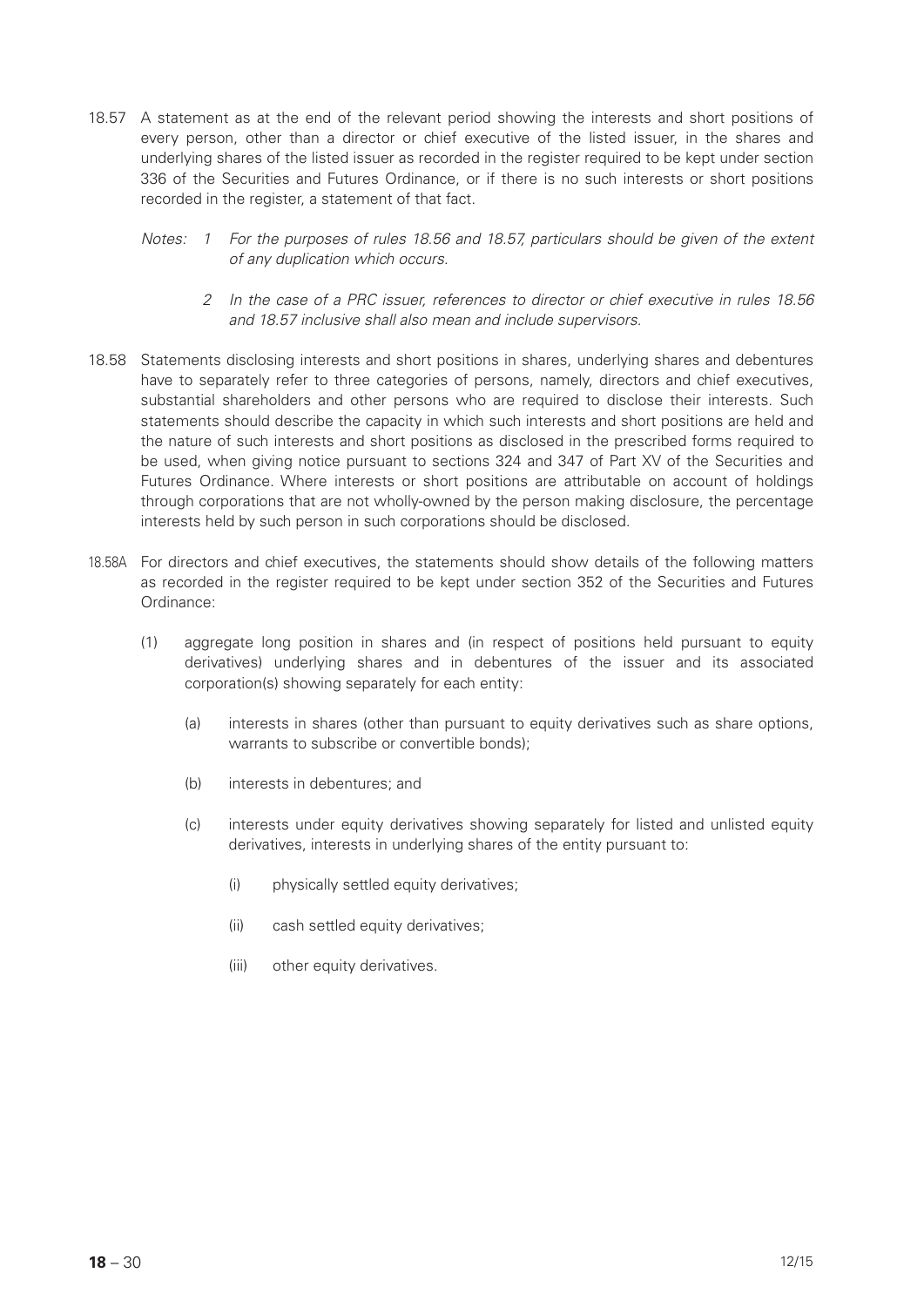18.57 A statement as at the end of the relevant period showing the interests and short positions of every person, other than a director or chief executive of the listed issuer, in the shares and underlying shares of the listed issuer as recorded in the register required to be kept under section 336 of the Securities and Futures Ordinance, or if there is no such interests or short positions recorded in the register, a statement of that fact.

*Notes: 1 For the purposes of rules 18.56 and 18.57, particulars should be given of the extent of any duplication which occurs.*

*2 In the case of a PRC issuer, references to director or chief executive in rules 18.56 and 18.57 inclusive shall also mean and include supervisors.*

18.58 Statements disclosing interests and short positions in shares, underlying shares and debentures have to separately refer to three categories of persons, namely, directors and chief executives, substantial shareholders and other persons who are required to disclose their interests. Such statements should describe the capacity in which such interests and short positions are held and the nature of such interests and short positions as disclosed in the prescribed forms required to be used, when giving notice pursuant to sections 324 and 347 of Part XV of the Securities and Futures Ordinance. Where interests or short positions are attributable on account of holdings through corporations that are not wholly-owned by the person making disclosure, the percentage interests held by such person in such corporations should be disclosed.

18.58A For directors and chief executives, the statements should show details of the following matters as recorded in the register required to be kept under section 352 of the Securities and Futures Ordinance:

(1) aggregate long position in shares and (in respect of positions held pursuant to equity derivatives) underlying shares and in debentures of the issuer and its associated corporation(s) showing separately for each entity:

(a) interests in shares (other than pursuant to equity derivatives such as share options, warrants to subscribe or convertible bonds);

(b) interests in debentures; and

(c) interests under equity derivatives showing separately for listed and unlisted equity derivatives, interests in underlying shares of the entity pursuant to:

(i) physically settled equity derivatives;

(ii) cash settled equity derivatives;

(iii) other equity derivatives.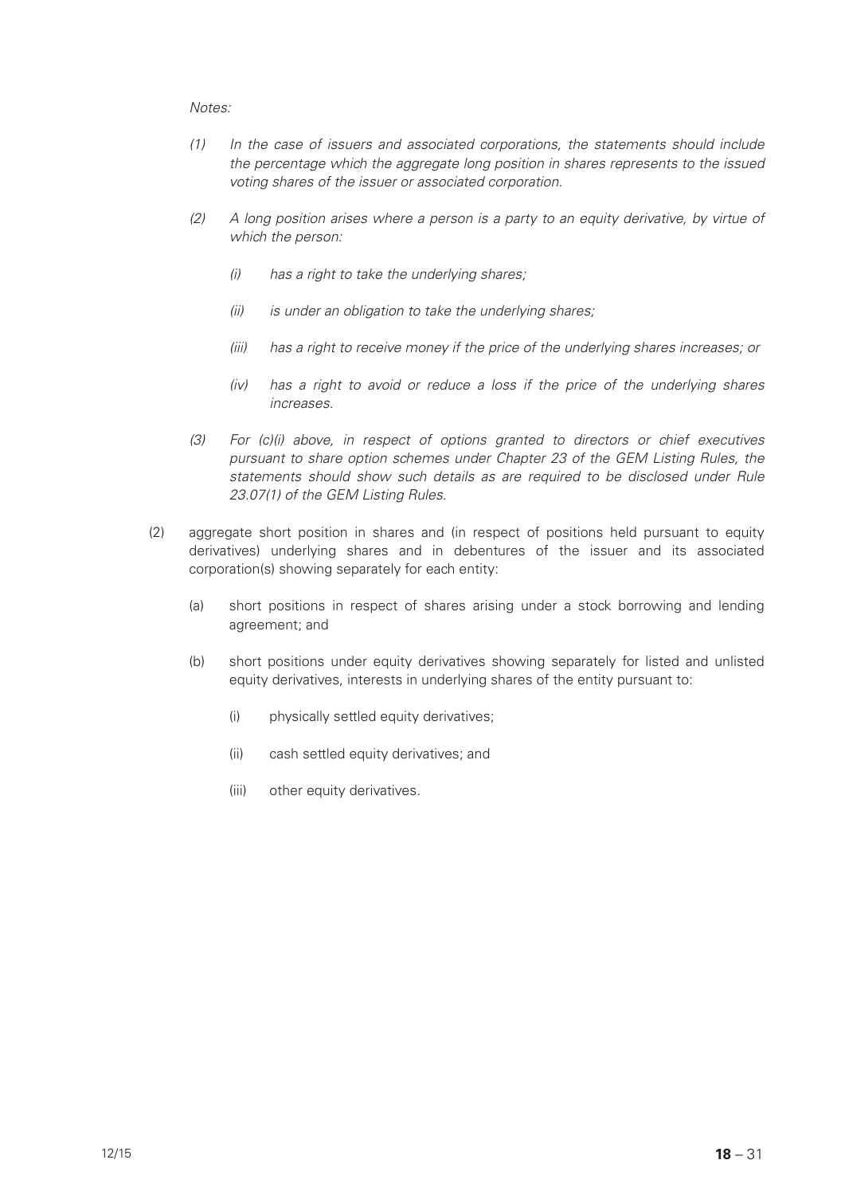*Notes:*

*(1) In the case of issuers and associated corporations, the statements should include the percentage which the aggregate long position in shares represents to the issued voting shares of the issuer or associated corporation.*

*(2) A long position arises where a person is a party to an equity derivative, by virtue of which the person:*

*(i) has a right to take the underlying shares;*

*(ii) is under an obligation to take the underlying shares;*

*(iii) has a right to receive money if the price of the underlying shares increases; or*

*(iv) has a right to avoid or reduce a loss if the price of the underlying shares increases.*

*(3) For (c)(i) above, in respect of options granted to directors or chief executives pursuant to share option schemes under Chapter 23 of the GEM Listing Rules, the statements should show such details as are required to be disclosed under Rule 23.07(1) of the GEM Listing Rules.*

(2) aggregate short position in shares and (in respect of positions held pursuant to equity derivatives) underlying shares and in debentures of the issuer and its associated corporation(s) showing separately for each entity:

(a) short positions in respect of shares arising under a stock borrowing and lending agreement; and

(b) short positions under equity derivatives showing separately for listed and unlisted equity derivatives, interests in underlying shares of the entity pursuant to:

(i) physically settled equity derivatives;

(ii) cash settled equity derivatives; and

(iii) other equity derivatives.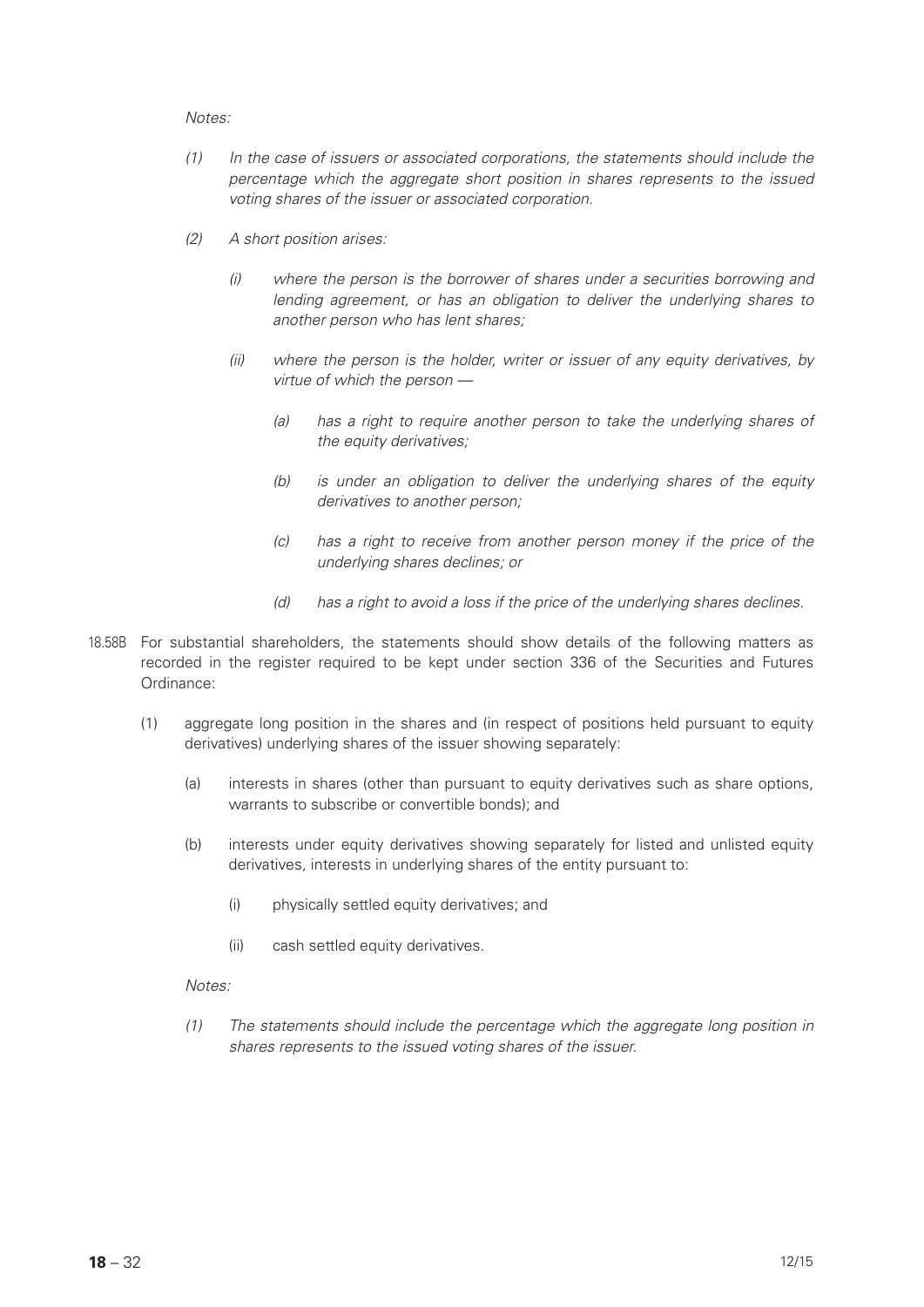*Notes:*

*(1) In the case of issuers or associated corporations, the statements should include the percentage which the aggregate short position in shares represents to the issued voting shares of the issuer or associated corporation.*

*(2) A short position arises:*

*(i) where the person is the borrower of shares under a securities borrowing and lending agreement, or has an obligation to deliver the underlying shares to another person who has lent shares;*

*(ii) where the person is the holder, writer or issuer of any equity derivatives, by virtue of which the person —*

*(a) has a right to require another person to take the underlying shares of the equity derivatives;*

*(b) is under an obligation to deliver the underlying shares of the equity derivatives to another person;*

*(c) has a right to receive from another person money if the price of the underlying shares declines; or*

*(d) has a right to avoid a loss if the price of the underlying shares declines.*

18.58B For substantial shareholders, the statements should show details of the following matters as recorded in the register required to be kept under section 336 of the Securities and Futures Ordinance:

(1) aggregate long position in the shares and (in respect of positions held pursuant to equity derivatives) underlying shares of the issuer showing separately:

(a) interests in shares (other than pursuant to equity derivatives such as share options, warrants to subscribe or convertible bonds); and

(b) interests under equity derivatives showing separately for listed and unlisted equity derivatives, interests in underlying shares of the entity pursuant to:

(i) physically settled equity derivatives; and

(ii) cash settled equity derivatives.

*Notes:*

*(1) The statements should include the percentage which the aggregate long position in shares represents to the issued voting shares of the issuer.*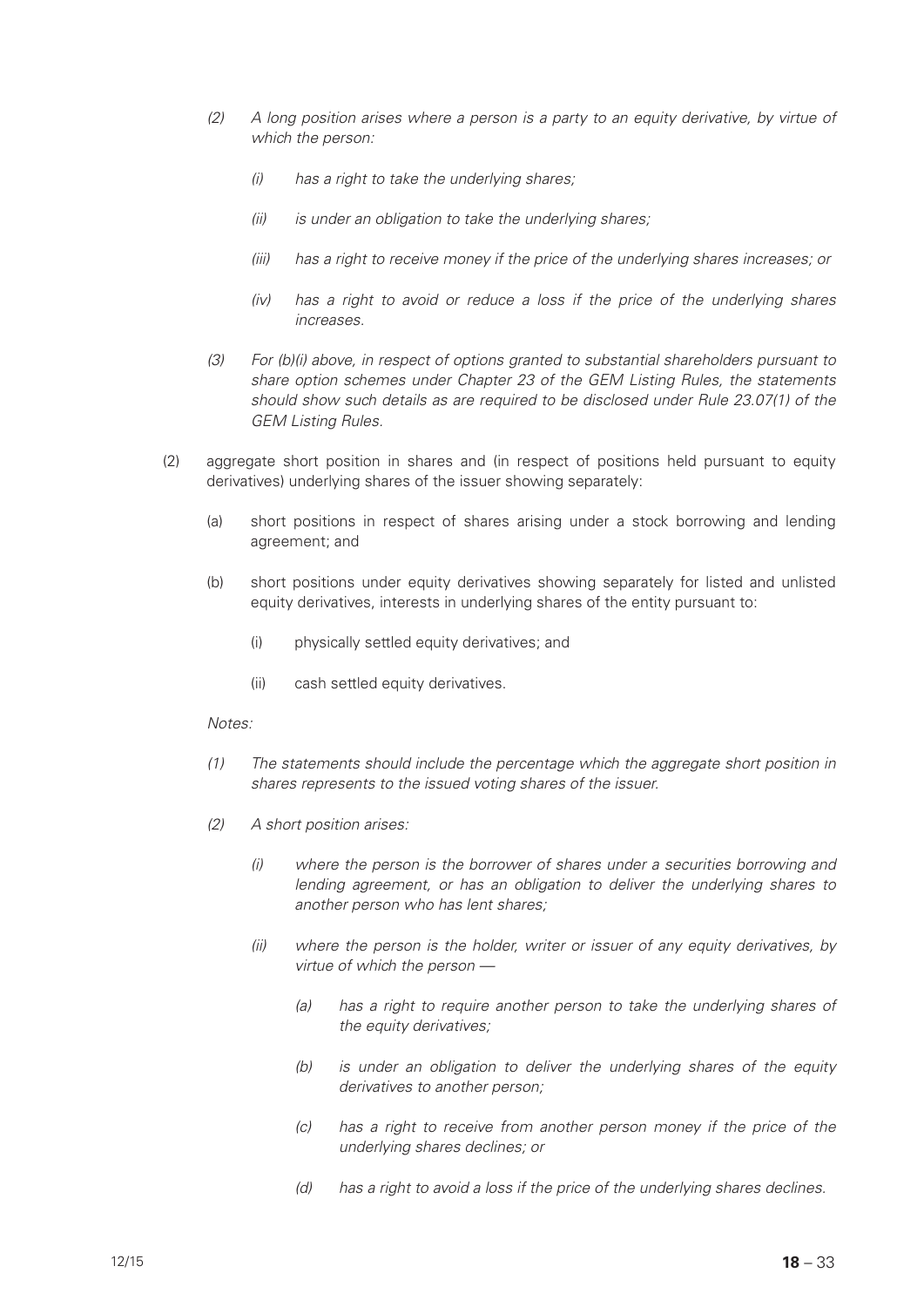*(2) A long position arises where a person is a party to an equity derivative, by virtue of which the person:*

*(i) has a right to take the underlying shares;*

*(ii) is under an obligation to take the underlying shares;*

*(iii) has a right to receive money if the price of the underlying shares increases; or*

*(iv) has a right to avoid or reduce a loss if the price of the underlying shares increases.*

*(3) For (b)(i) above, in respect of options granted to substantial shareholders pursuant to share option schemes under Chapter 23 of the GEM Listing Rules, the statements should show such details as are required to be disclosed under Rule 23.07(1) of the GEM Listing Rules.*

(2) aggregate short position in shares and (in respect of positions held pursuant to equity derivatives) underlying shares of the issuer showing separately:

(a) short positions in respect of shares arising under a stock borrowing and lending agreement; and

(b) short positions under equity derivatives showing separately for listed and unlisted equity derivatives, interests in underlying shares of the entity pursuant to:

(i) physically settled equity derivatives; and

(ii) cash settled equity derivatives.

*Notes:*

*(1) The statements should include the percentage which the aggregate short position in shares represents to the issued voting shares of the issuer.*

*(2) A short position arises:*

*(i) where the person is the borrower of shares under a securities borrowing and lending agreement, or has an obligation to deliver the underlying shares to another person who has lent shares;*

*(ii) where the person is the holder, writer or issuer of any equity derivatives, by virtue of which the person —*

*(a) has a right to require another person to take the underlying shares of the equity derivatives;*

*(b) is under an obligation to deliver the underlying shares of the equity derivatives to another person;*

*(c) has a right to receive from another person money if the price of the underlying shares declines; or*

*(d) has a right to avoid a loss if the price of the underlying shares declines.*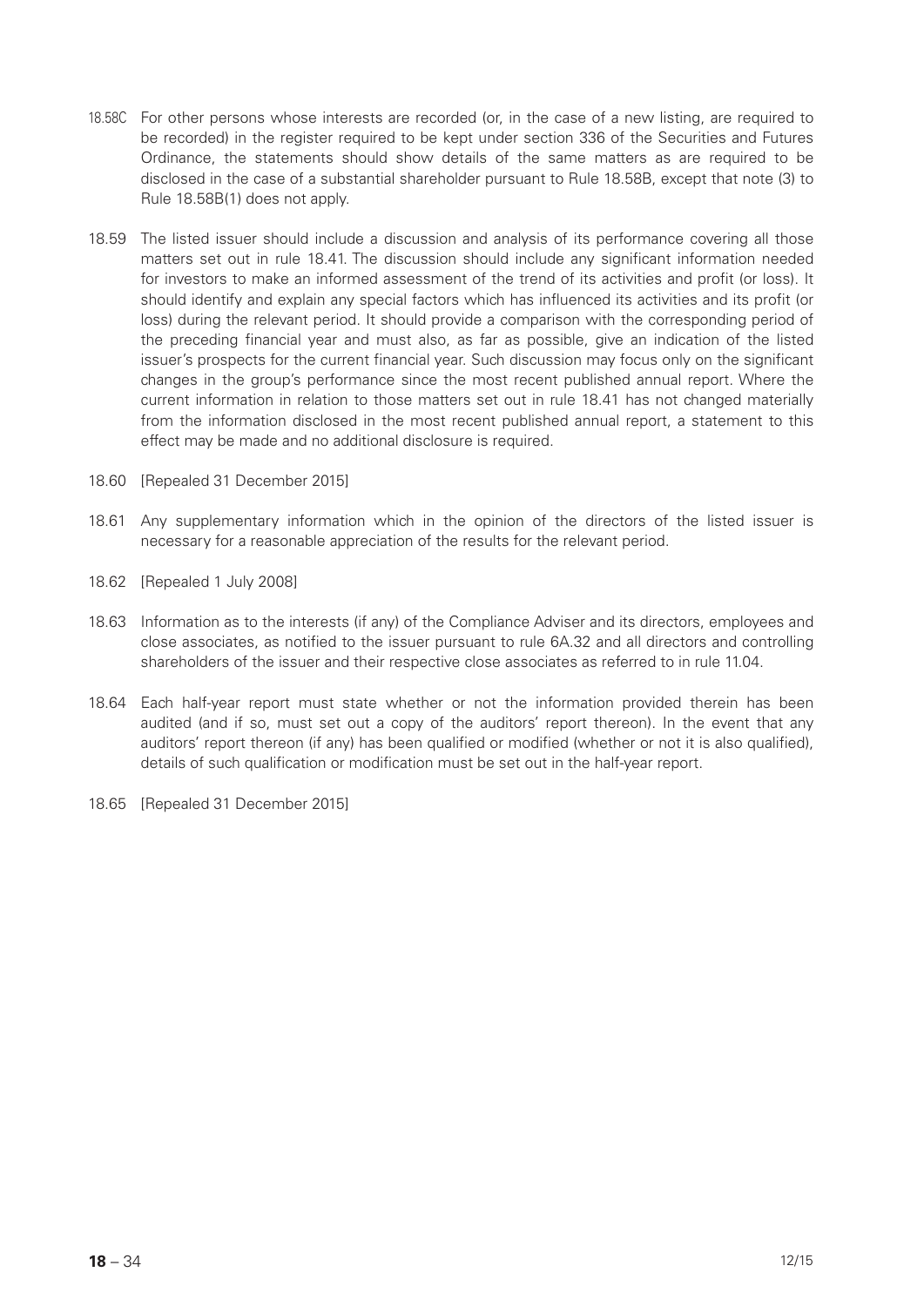18.58C For other persons whose interests are recorded (or, in the case of a new listing, are required to be recorded) in the register required to be kept under section 336 of the Securities and Futures Ordinance, the statements should show details of the same matters as are required to be disclosed in the case of a substantial shareholder pursuant to Rule 18.58B, except that note (3) to Rule 18.58B(1) does not apply.

18.59 The listed issuer should include a discussion and analysis of its performance covering all those matters set out in rule 18.41. The discussion should include any significant information needed for investors to make an informed assessment of the trend of its activities and profit (or loss). It should identify and explain any special factors which has influenced its activities and its profit (or loss) during the relevant period. It should provide a comparison with the corresponding period of the preceding financial year and must also, as far as possible, give an indication of the listed issuer's prospects for the current financial year. Such discussion may focus only on the significant changes in the group's performance since the most recent published annual report. Where the current information in relation to those matters set out in rule 18.41 has not changed materially from the information disclosed in the most recent published annual report, a statement to this effect may be made and no additional disclosure is required.

18.60 [Repealed 31 December 2015]

18.61 Any supplementary information which in the opinion of the directors of the listed issuer is necessary for a reasonable appreciation of the results for the relevant period.

18.62 [Repealed 1 July 2008]

18.63 Information as to the interests (if any) of the Compliance Adviser and its directors, employees and close associates, as notified to the issuer pursuant to rule 6A.32 and all directors and controlling shareholders of the issuer and their respective close associates as referred to in rule 11.04.

18.64 Each half-year report must state whether or not the information provided therein has been audited (and if so, must set out a copy of the auditors' report thereon). In the event that any auditors' report thereon (if any) has been qualified or modified (whether or not it is also qualified), details of such qualification or modification must be set out in the half-year report.

18.65 [Repealed 31 December 2015]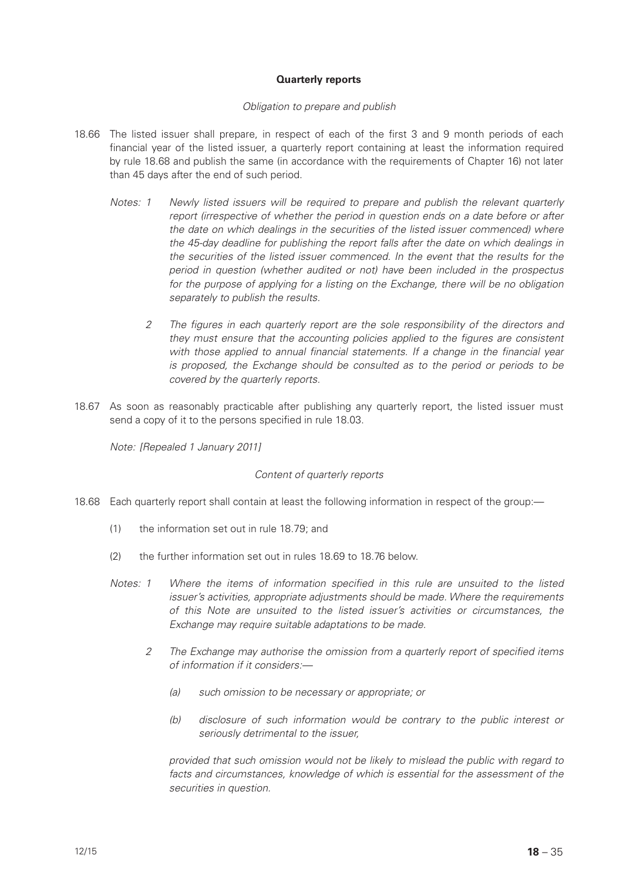**Quarterly reports**

*Obligation to prepare and publish*

18.66 The listed issuer shall prepare, in respect of each of the first 3 and 9 month periods of each financial year of the listed issuer, a quarterly report containing at least the information required by rule 18.68 and publish the same (in accordance with the requirements of Chapter 16) not later than 45 days after the end of such period.

*Notes: 1 Newly listed issuers will be required to prepare and publish the relevant quarterly report (irrespective of whether the period in question ends on a date before or after the date on which dealings in the securities of the listed issuer commenced) where the 45-day deadline for publishing the report falls after the date on which dealings in the securities of the listed issuer commenced. In the event that the results for the period in question (whether audited or not) have been included in the prospectus for the purpose of applying for a listing on the Exchange, there will be no obligation separately to publish the results.*

*2 The figures in each quarterly report are the sole responsibility of the directors and they must ensure that the accounting policies applied to the figures are consistent with those applied to annual financial statements. If a change in the financial year is proposed, the Exchange should be consulted as to the period or periods to be covered by the quarterly reports.*

18.67 As soon as reasonably practicable after publishing any quarterly report, the listed issuer must send a copy of it to the persons specified in rule 18.03.

*Note: [Repealed 1 January 2011]*

*Content of quarterly reports*

18.68 Each quarterly report shall contain at least the following information in respect of the group:—

(1) the information set out in rule 18.79; and

(2) the further information set out in rules 18.69 to 18.76 below.

*Notes: 1 Where the items of information specified in this rule are unsuited to the listed issuer's activities, appropriate adjustments should be made. Where the requirements of this Note are unsuited to the listed issuer's activities or circumstances, the Exchange may require suitable adaptations to be made.*

*2 The Exchange may authorise the omission from a quarterly report of specified items of information if it considers:—*

*(a) such omission to be necessary or appropriate; or*

*(b) disclosure of such information would be contrary to the public interest or seriously detrimental to the issuer,*

*provided that such omission would not be likely to mislead the public with regard to facts and circumstances, knowledge of which is essential for the assessment of the securities in question.*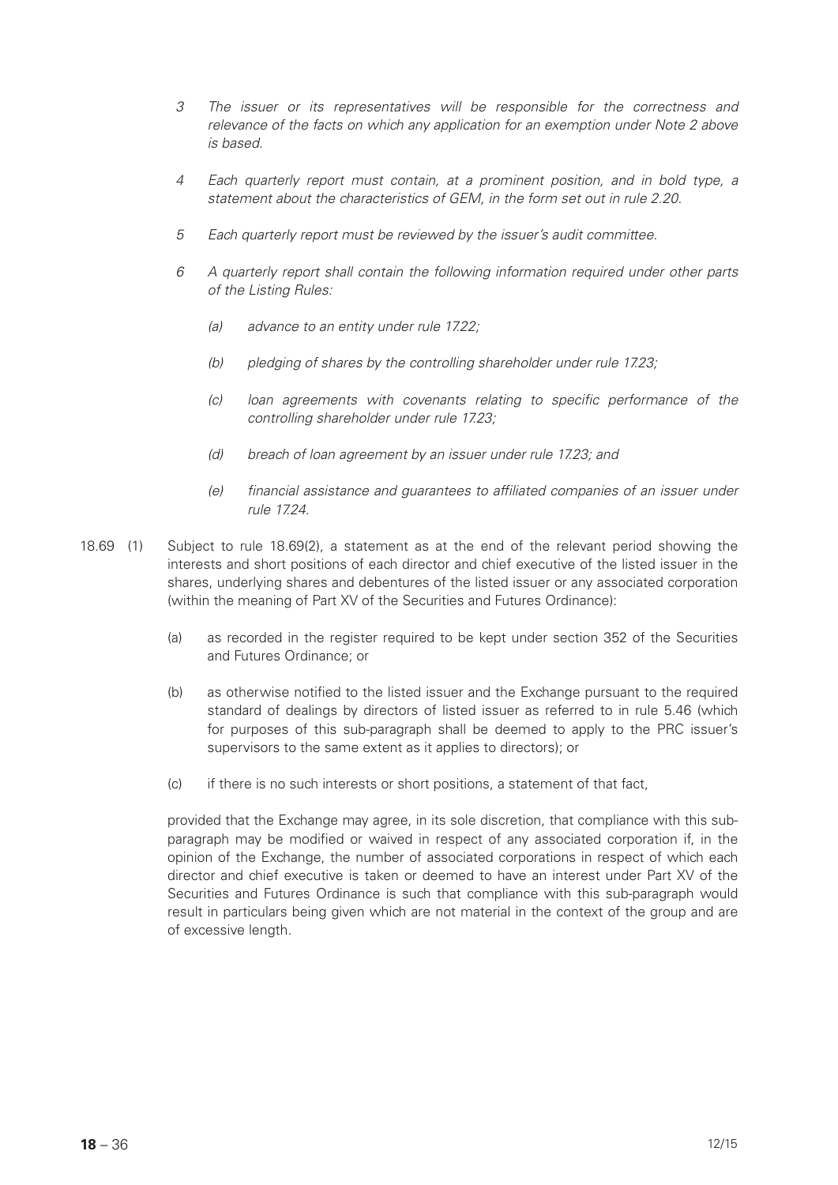*3 The issuer or its representatives will be responsible for the correctness and relevance of the facts on which any application for an exemption under Note 2 above is based.*

*4 Each quarterly report must contain, at a prominent position, and in bold type, a statement about the characteristics of GEM, in the form set out in rule 2.20.*

*5 Each quarterly report must be reviewed by the issuer's audit committee.*

*6 A quarterly report shall contain the following information required under other parts of the Listing Rules:*

*(a) advance to an entity under rule 17.22;*

*(b) pledging of shares by the controlling shareholder under rule 17.23;*

*(c) loan agreements with covenants relating to specific performance of the controlling shareholder under rule 17.23;*

*(d) breach of loan agreement by an issuer under rule 17.23; and*

*(e) financial assistance and guarantees to affiliated companies of an issuer under rule 17.24.*

18.69 (1) Subject to rule 18.69(2), a statement as at the end of the relevant period showing the interests and short positions of each director and chief executive of the listed issuer in the shares, underlying shares and debentures of the listed issuer or any associated corporation (within the meaning of Part XV of the Securities and Futures Ordinance):

(a) as recorded in the register required to be kept under section 352 of the Securities and Futures Ordinance; or

(b) as otherwise notified to the listed issuer and the Exchange pursuant to the required standard of dealings by directors of listed issuer as referred to in rule 5.46 (which for purposes of this sub-paragraph shall be deemed to apply to the PRC issuer's supervisors to the same extent as it applies to directors); or

(c) if there is no such interests or short positions, a statement of that fact,

provided that the Exchange may agree, in its sole discretion, that compliance with this sub-paragraph may be modified or waived in respect of any associated corporation if, in the opinion of the Exchange, the number of associated corporations in respect of which each director and chief executive is taken or deemed to have an interest under Part XV of the Securities and Futures Ordinance is such that compliance with this sub-paragraph would result in particulars being given which are not material in the context of the group and are of excessive length.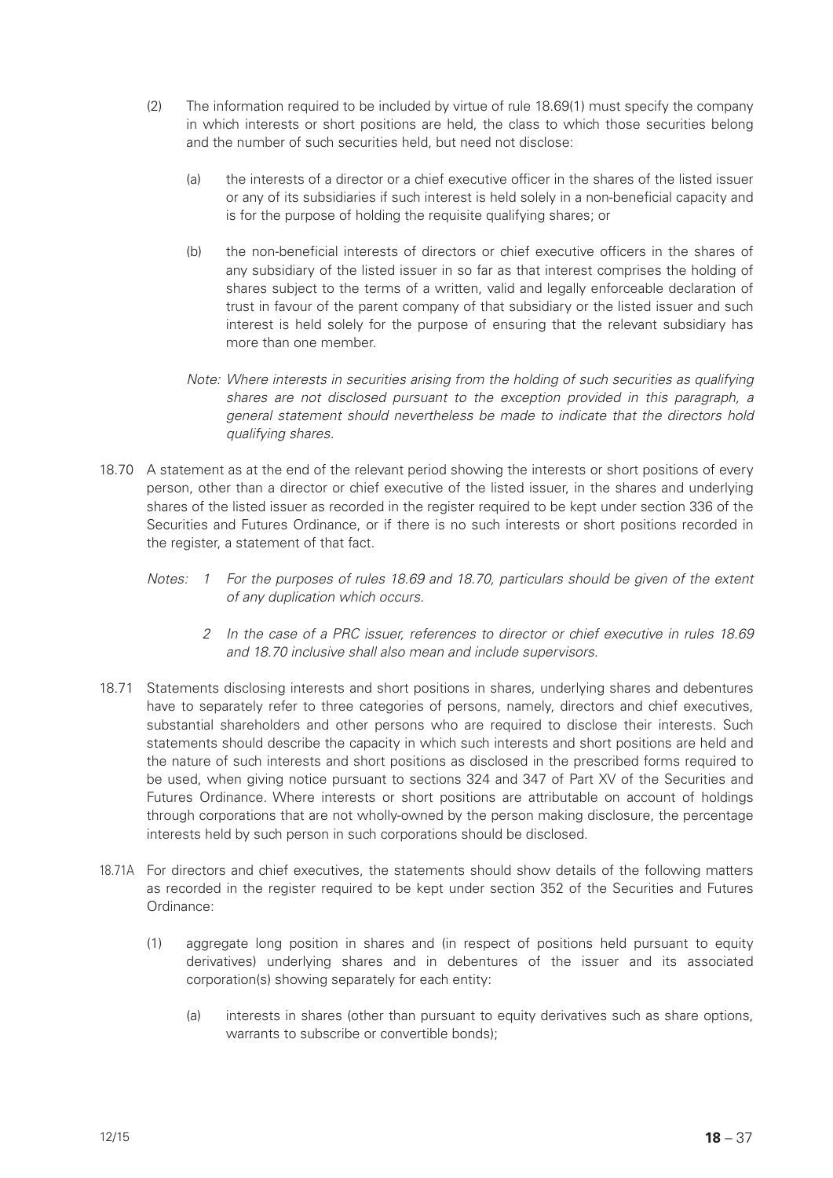(2) The information required to be included by virtue of rule 18.69(1) must specify the company in which interests or short positions are held, the class to which those securities belong and the number of such securities held, but need not disclose:

(a) the interests of a director or a chief executive officer in the shares of the listed issuer or any of its subsidiaries if such interest is held solely in a non-beneficial capacity and is for the purpose of holding the requisite qualifying shares; or

(b) the non-beneficial interests of directors or chief executive officers in the shares of any subsidiary of the listed issuer in so far as that interest comprises the holding of shares subject to the terms of a written, valid and legally enforceable declaration of trust in favour of the parent company of that subsidiary or the listed issuer and such interest is held solely for the purpose of ensuring that the relevant subsidiary has more than one member.

*Note: Where interests in securities arising from the holding of such securities as qualifying shares are not disclosed pursuant to the exception provided in this paragraph, a general statement should nevertheless be made to indicate that the directors hold qualifying shares.*

18.70 A statement as at the end of the relevant period showing the interests or short positions of every person, other than a director or chief executive of the listed issuer, in the shares and underlying shares of the listed issuer as recorded in the register required to be kept under section 336 of the Securities and Futures Ordinance, or if there is no such interests or short positions recorded in the register, a statement of that fact.

*Notes: 1 For the purposes of rules 18.69 and 18.70, particulars should be given of the extent of any duplication which occurs.*

*2 In the case of a PRC issuer, references to director or chief executive in rules 18.69 and 18.70 inclusive shall also mean and include supervisors.*

18.71 Statements disclosing interests and short positions in shares, underlying shares and debentures have to separately refer to three categories of persons, namely, directors and chief executives, substantial shareholders and other persons who are required to disclose their interests. Such statements should describe the capacity in which such interests and short positions are held and the nature of such interests and short positions as disclosed in the prescribed forms required to be used, when giving notice pursuant to sections 324 and 347 of Part XV of the Securities and Futures Ordinance. Where interests or short positions are attributable on account of holdings through corporations that are not wholly-owned by the person making disclosure, the percentage interests held by such person in such corporations should be disclosed.

18.71A For directors and chief executives, the statements should show details of the following matters as recorded in the register required to be kept under section 352 of the Securities and Futures Ordinance:

(1) aggregate long position in shares and (in respect of positions held pursuant to equity derivatives) underlying shares and in debentures of the issuer and its associated corporation(s) showing separately for each entity:

(a) interests in shares (other than pursuant to equity derivatives such as share options, warrants to subscribe or convertible bonds);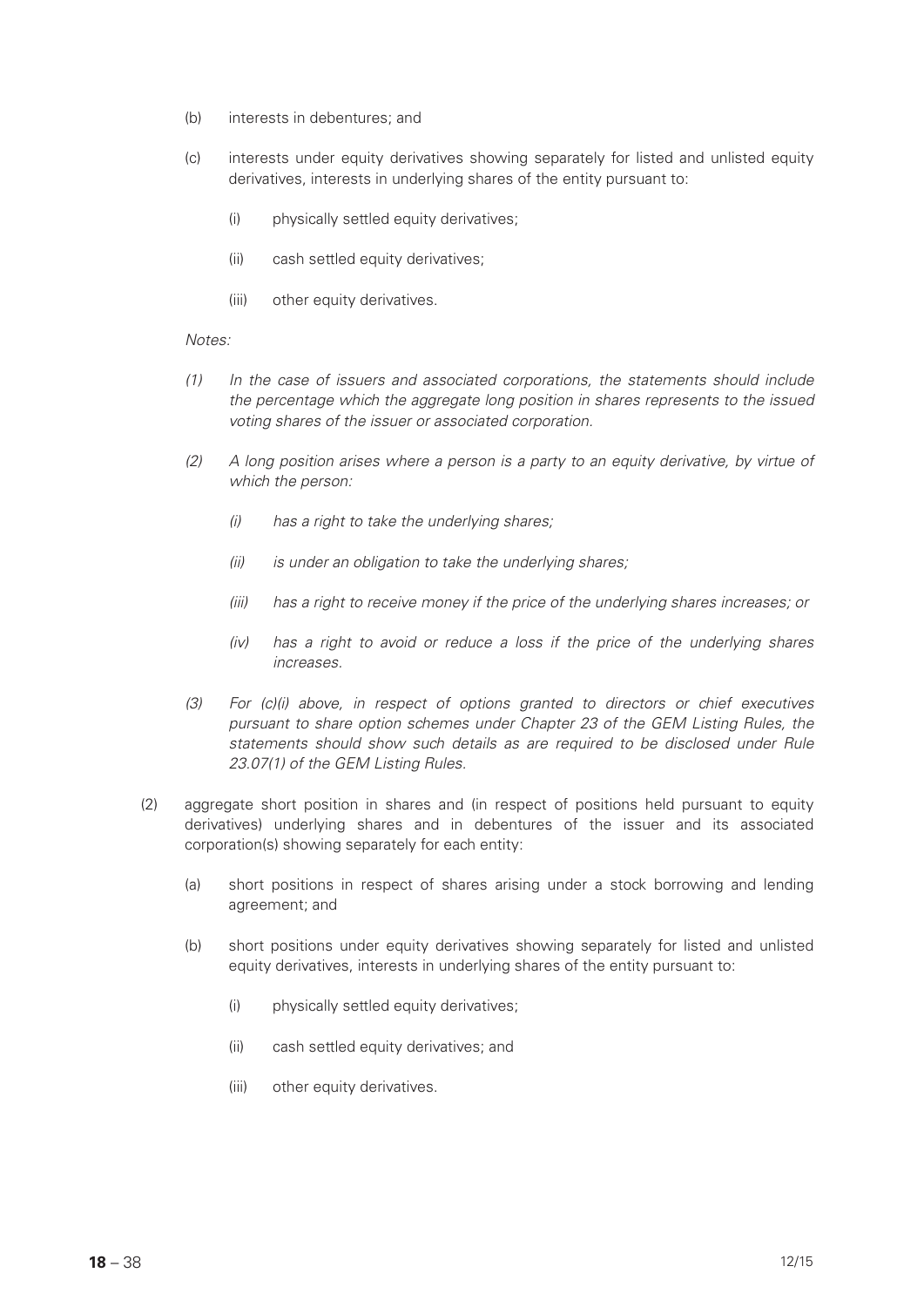(b) interests in debentures; and

(c) interests under equity derivatives showing separately for listed and unlisted equity derivatives, interests in underlying shares of the entity pursuant to:

 (i) physically settled equity derivatives;

 (ii) cash settled equity derivatives;

 (iii) other equity derivatives.

*Notes:*

*(1) In the case of issuers and associated corporations, the statements should include the percentage which the aggregate long position in shares represents to the issued voting shares of the issuer or associated corporation.*

*(2) A long position arises where a person is a party to an equity derivative, by virtue of which the person:*

 *(i) has a right to take the underlying shares;*

 *(ii) is under an obligation to take the underlying shares;*

 *(iii) has a right to receive money if the price of the underlying shares increases; or*

 *(iv) has a right to avoid or reduce a loss if the price of the underlying shares increases.*

*(3) For (c)(i) above, in respect of options granted to directors or chief executives pursuant to share option schemes under Chapter 23 of the GEM Listing Rules, the statements should show such details as are required to be disclosed under Rule 23.07(1) of the GEM Listing Rules.*

(2) aggregate short position in shares and (in respect of positions held pursuant to equity derivatives) underlying shares and in debentures of the issuer and its associated corporation(s) showing separately for each entity:

 (a) short positions in respect of shares arising under a stock borrowing and lending agreement; and

 (b) short positions under equity derivatives showing separately for listed and unlisted equity derivatives, interests in underlying shares of the entity pursuant to:

  (i) physically settled equity derivatives;

  (ii) cash settled equity derivatives; and

  (iii) other equity derivatives.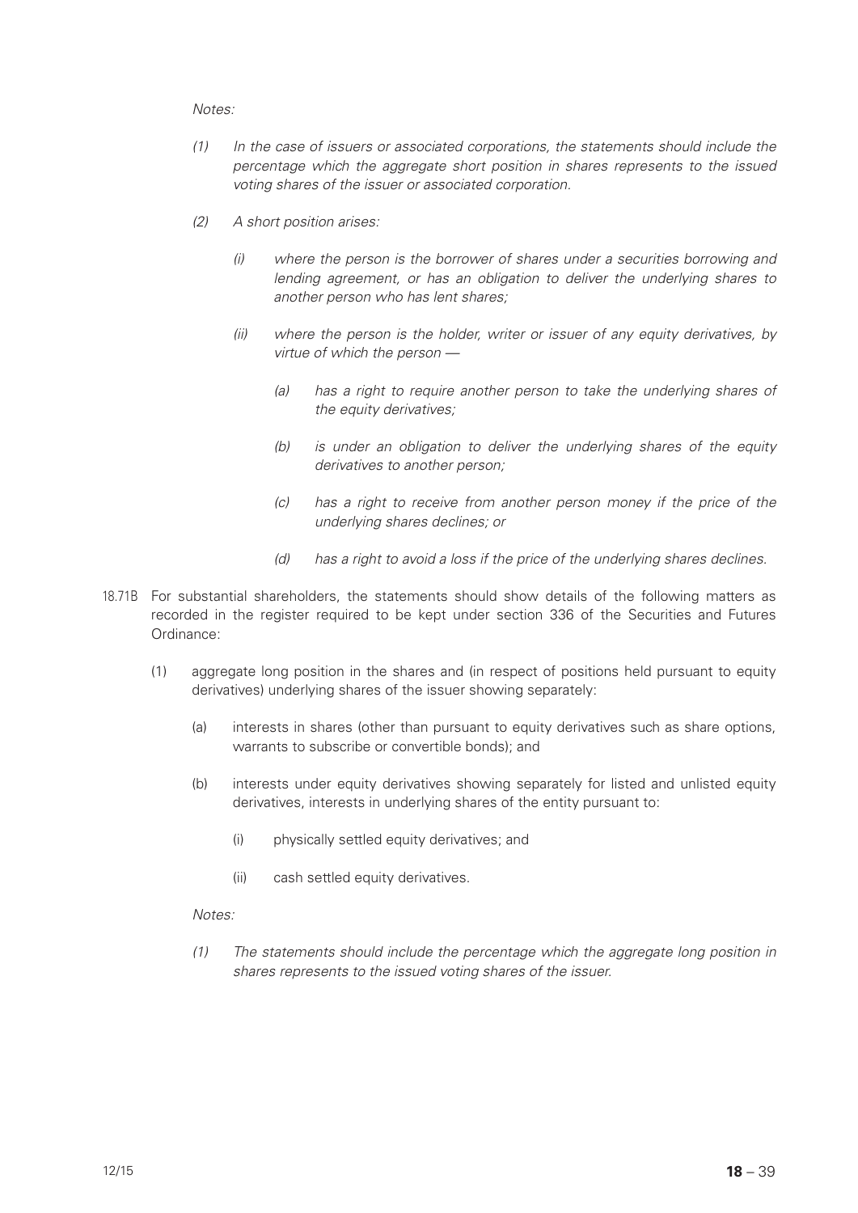*Notes:*

*(1) In the case of issuers or associated corporations, the statements should include the percentage which the aggregate short position in shares represents to the issued voting shares of the issuer or associated corporation.*

*(2) A short position arises:*

*(i) where the person is the borrower of shares under a securities borrowing and lending agreement, or has an obligation to deliver the underlying shares to another person who has lent shares;*

*(ii) where the person is the holder, writer or issuer of any equity derivatives, by virtue of which the person —*

*(a) has a right to require another person to take the underlying shares of the equity derivatives;*

*(b) is under an obligation to deliver the underlying shares of the equity derivatives to another person;*

*(c) has a right to receive from another person money if the price of the underlying shares declines; or*

*(d) has a right to avoid a loss if the price of the underlying shares declines.*

18.71B For substantial shareholders, the statements should show details of the following matters as recorded in the register required to be kept under section 336 of the Securities and Futures Ordinance:

(1) aggregate long position in the shares and (in respect of positions held pursuant to equity derivatives) underlying shares of the issuer showing separately:

(a) interests in shares (other than pursuant to equity derivatives such as share options, warrants to subscribe or convertible bonds); and

(b) interests under equity derivatives showing separately for listed and unlisted equity derivatives, interests in underlying shares of the entity pursuant to:

(i) physically settled equity derivatives; and

(ii) cash settled equity derivatives.

*Notes:*

*(1) The statements should include the percentage which the aggregate long position in shares represents to the issued voting shares of the issuer.*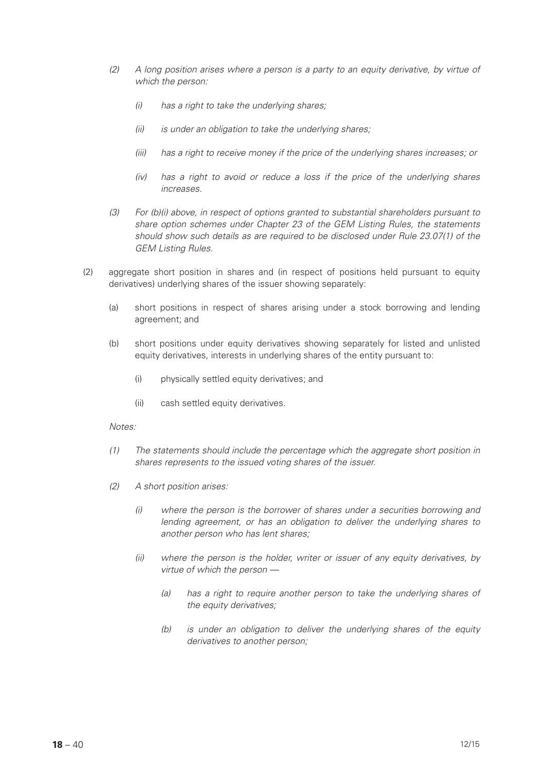*(2) A long position arises where a person is a party to an equity derivative, by virtue of which the person:*

*(i) has a right to take the underlying shares;*

*(ii) is under an obligation to take the underlying shares;*

*(iii) has a right to receive money if the price of the underlying shares increases; or*

*(iv) has a right to avoid or reduce a loss if the price of the underlying shares increases.*

*(3) For (b)(i) above, in respect of options granted to substantial shareholders pursuant to share option schemes under Chapter 23 of the GEM Listing Rules, the statements should show such details as are required to be disclosed under Rule 23.07(1) of the GEM Listing Rules.*

(2) aggregate short position in shares and (in respect of positions held pursuant to equity derivatives) underlying shares of the issuer showing separately:

(a) short positions in respect of shares arising under a stock borrowing and lending agreement; and

(b) short positions under equity derivatives showing separately for listed and unlisted equity derivatives, interests in underlying shares of the entity pursuant to:

(i) physically settled equity derivatives; and

(ii) cash settled equity derivatives.

*Notes:*

*(1) The statements should include the percentage which the aggregate short position in shares represents to the issued voting shares of the issuer.*

*(2) A short position arises:*

*(i) where the person is the borrower of shares under a securities borrowing and lending agreement, or has an obligation to deliver the underlying shares to another person who has lent shares;*

*(ii) where the person is the holder, writer or issuer of any equity derivatives, by virtue of which the person —*

*(a) has a right to require another person to take the underlying shares of the equity derivatives;*

*(b) is under an obligation to deliver the underlying shares of the equity derivatives to another person;*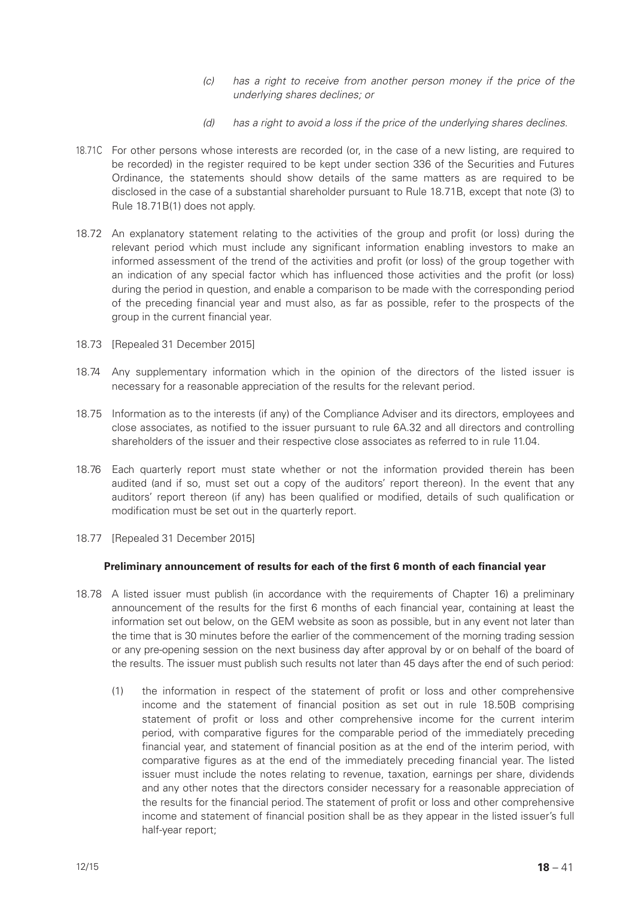(c) *has a right to receive from another person money if the price of the underlying shares declines; or*

(d) *has a right to avoid a loss if the price of the underlying shares declines.*

18.71C For other persons whose interests are recorded (or, in the case of a new listing, are required to be recorded) in the register required to be kept under section 336 of the Securities and Futures Ordinance, the statements should show details of the same matters as are required to be disclosed in the case of a substantial shareholder pursuant to Rule 18.71B, except that note (3) to Rule 18.71B(1) does not apply.

18.72 An explanatory statement relating to the activities of the group and profit (or loss) during the relevant period which must include any significant information enabling investors to make an informed assessment of the trend of the activities and profit (or loss) of the group together with an indication of any special factor which has influenced those activities and the profit (or loss) during the period in question, and enable a comparison to be made with the corresponding period of the preceding financial year and must also, as far as possible, refer to the prospects of the group in the current financial year.

18.73 [Repealed 31 December 2015]

18.74 Any supplementary information which in the opinion of the directors of the listed issuer is necessary for a reasonable appreciation of the results for the relevant period.

18.75 Information as to the interests (if any) of the Compliance Adviser and its directors, employees and close associates, as notified to the issuer pursuant to rule 6A.32 and all directors and controlling shareholders of the issuer and their respective close associates as referred to in rule 11.04.

18.76 Each quarterly report must state whether or not the information provided therein has been audited (and if so, must set out a copy of the auditors' report thereon). In the event that any auditors' report thereon (if any) has been qualified or modified, details of such qualification or modification must be set out in the quarterly report.

18.77 [Repealed 31 December 2015]

**Preliminary announcement of results for each of the first 6 month of each financial year**

18.78 A listed issuer must publish (in accordance with the requirements of Chapter 16) a preliminary announcement of the results for the first 6 months of each financial year, containing at least the information set out below, on the GEM website as soon as possible, but in any event not later than the time that is 30 minutes before the earlier of the commencement of the morning trading session or any pre-opening session on the next business day after approval by or on behalf of the board of the results. The issuer must publish such results not later than 45 days after the end of such period:

(1) the information in respect of the statement of profit or loss and other comprehensive income and the statement of financial position as set out in rule 18.50B comprising statement of profit or loss and other comprehensive income for the current interim period, with comparative figures for the comparable period of the immediately preceding financial year, and statement of financial position as at the end of the interim period, with comparative figures as at the end of the immediately preceding financial year. The listed issuer must include the notes relating to revenue, taxation, earnings per share, dividends and any other notes that the directors consider necessary for a reasonable appreciation of the results for the financial period. The statement of profit or loss and other comprehensive income and statement of financial position shall be as they appear in the listed issuer's full half-year report;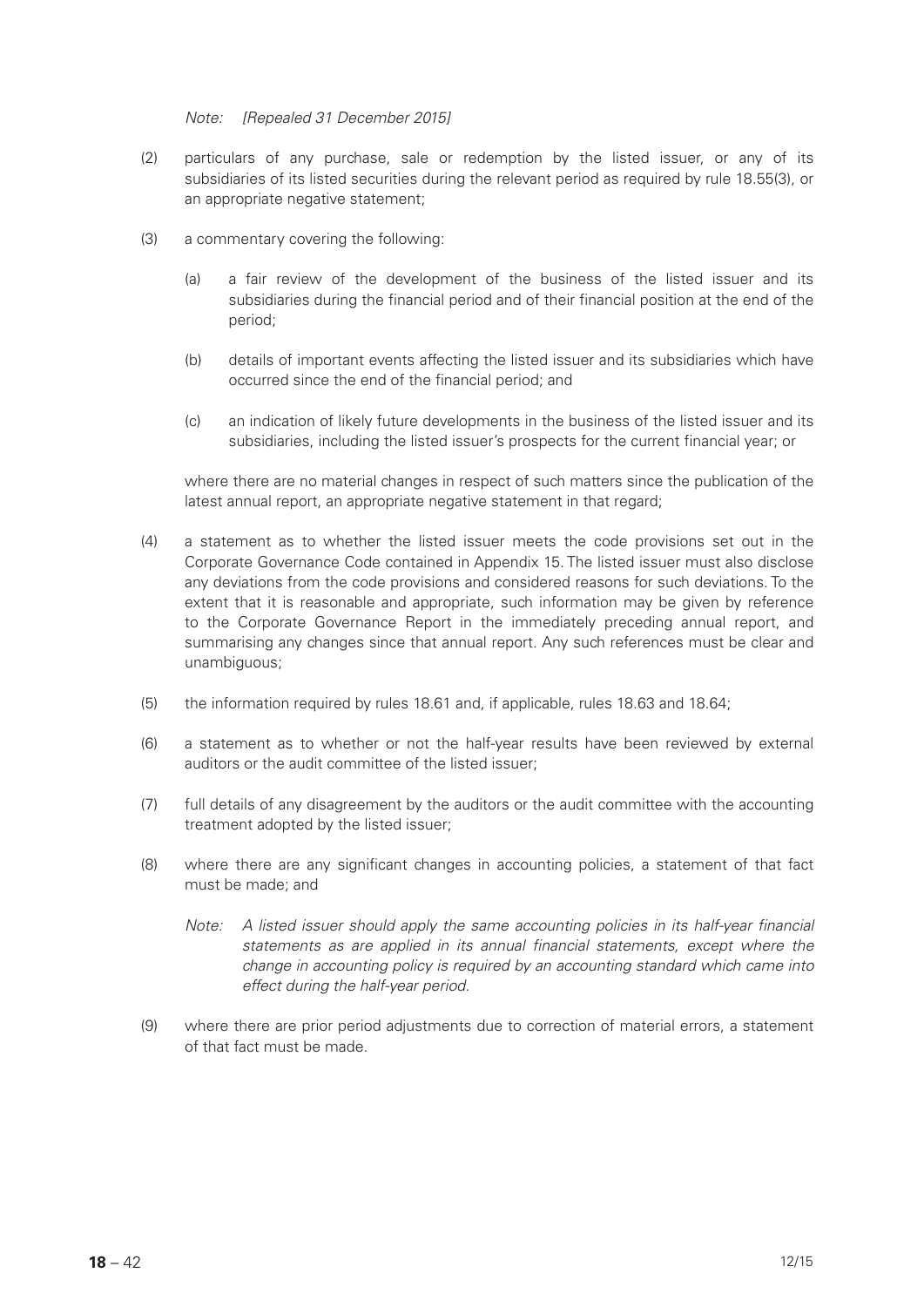*Note: [Repealed 31 December 2015]*

(2) particulars of any purchase, sale or redemption by the listed issuer, or any of its subsidiaries of its listed securities during the relevant period as required by rule 18.55(3), or an appropriate negative statement;

(3) a commentary covering the following:

  (a) a fair review of the development of the business of the listed issuer and its subsidiaries during the financial period and of their financial position at the end of the period;

  (b) details of important events affecting the listed issuer and its subsidiaries which have occurred since the end of the financial period; and

  (c) an indication of likely future developments in the business of the listed issuer and its subsidiaries, including the listed issuer's prospects for the current financial year; or

  where there are no material changes in respect of such matters since the publication of the latest annual report, an appropriate negative statement in that regard;

(4) a statement as to whether the listed issuer meets the code provisions set out in the Corporate Governance Code contained in Appendix 15. The listed issuer must also disclose any deviations from the code provisions and considered reasons for such deviations. To the extent that it is reasonable and appropriate, such information may be given by reference to the Corporate Governance Report in the immediately preceding annual report, and summarising any changes since that annual report. Any such references must be clear and unambiguous;

(5) the information required by rules 18.61 and, if applicable, rules 18.63 and 18.64;

(6) a statement as to whether or not the half-year results have been reviewed by external auditors or the audit committee of the listed issuer;

(7) full details of any disagreement by the auditors or the audit committee with the accounting treatment adopted by the listed issuer;

(8) where there are any significant changes in accounting policies, a statement of that fact must be made; and

  *Note: A listed issuer should apply the same accounting policies in its half-year financial statements as are applied in its annual financial statements, except where the change in accounting policy is required by an accounting standard which came into effect during the half-year period.*

(9) where there are prior period adjustments due to correction of material errors, a statement of that fact must be made.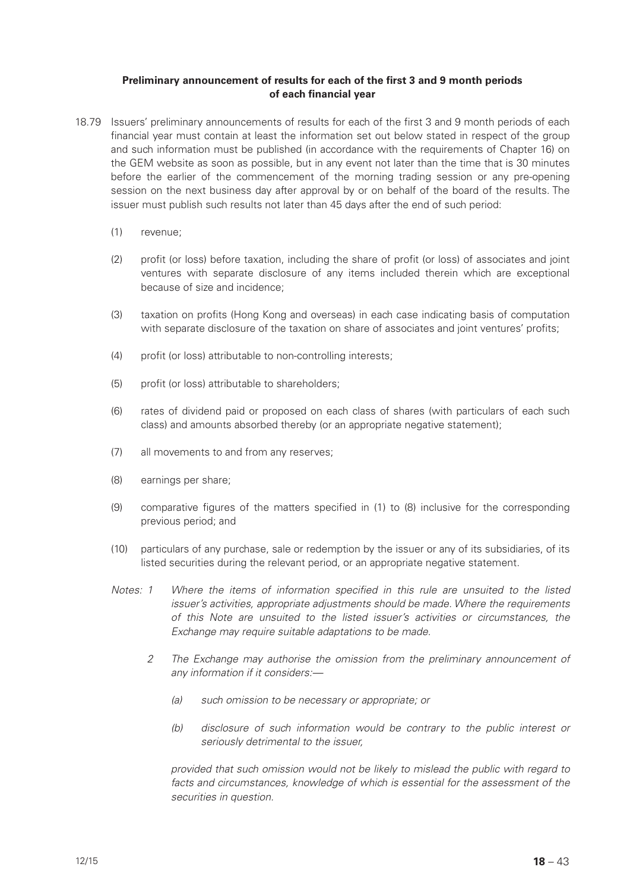**Preliminary announcement of results for each of the first 3 and 9 month periods of each financial year**

18.79 Issuers' preliminary announcements of results for each of the first 3 and 9 month periods of each financial year must contain at least the information set out below stated in respect of the group and such information must be published (in accordance with the requirements of Chapter 16) on the GEM website as soon as possible, but in any event not later than the time that is 30 minutes before the earlier of the commencement of the morning trading session or any pre-opening session on the next business day after approval by or on behalf of the board of the results. The issuer must publish such results not later than 45 days after the end of such period:

(1) revenue;

(2) profit (or loss) before taxation, including the share of profit (or loss) of associates and joint ventures with separate disclosure of any items included therein which are exceptional because of size and incidence;

(3) taxation on profits (Hong Kong and overseas) in each case indicating basis of computation with separate disclosure of the taxation on share of associates and joint ventures' profits;

(4) profit (or loss) attributable to non-controlling interests;

(5) profit (or loss) attributable to shareholders;

(6) rates of dividend paid or proposed on each class of shares (with particulars of each such class) and amounts absorbed thereby (or an appropriate negative statement);

(7) all movements to and from any reserves;

(8) earnings per share;

(9) comparative figures of the matters specified in (1) to (8) inclusive for the corresponding previous period; and

(10) particulars of any purchase, sale or redemption by the issuer or any of its subsidiaries, of its listed securities during the relevant period, or an appropriate negative statement.

*Notes: 1 Where the items of information specified in this rule are unsuited to the listed issuer's activities, appropriate adjustments should be made. Where the requirements of this Note are unsuited to the listed issuer's activities or circumstances, the Exchange may require suitable adaptations to be made.*

*2 The Exchange may authorise the omission from the preliminary announcement of any information if it considers:—*

*(a) such omission to be necessary or appropriate; or*

*(b) disclosure of such information would be contrary to the public interest or seriously detrimental to the issuer,*

*provided that such omission would not be likely to mislead the public with regard to facts and circumstances, knowledge of which is essential for the assessment of the securities in question.*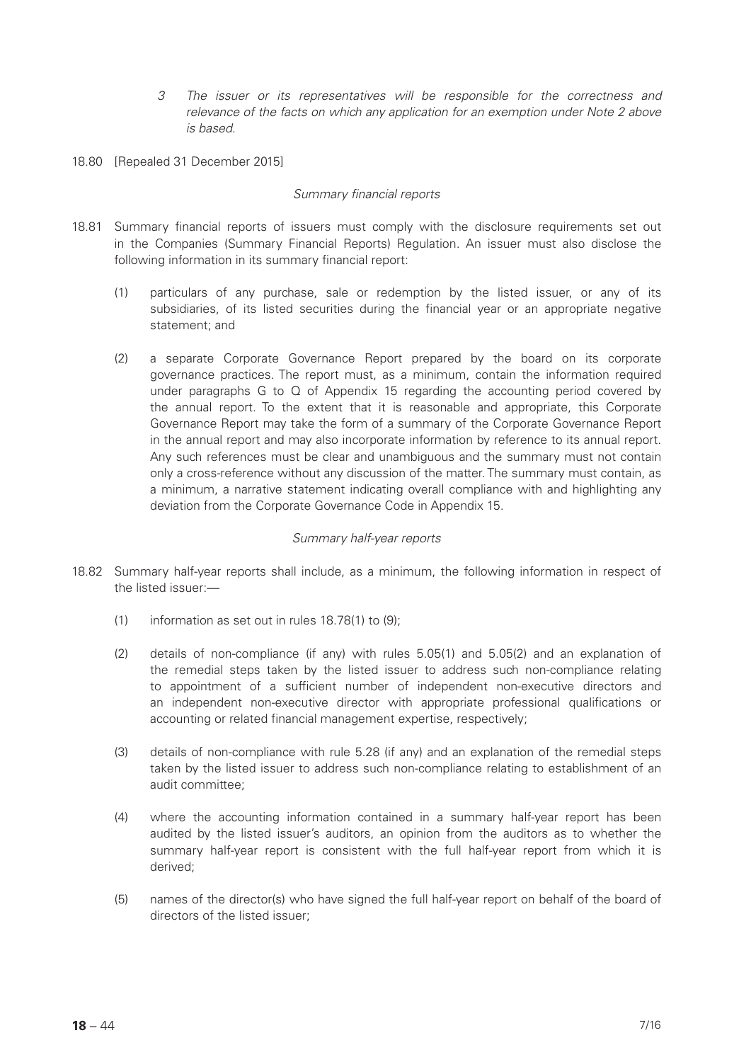*3 The issuer or its representatives will be responsible for the correctness and relevance of the facts on which any application for an exemption under Note 2 above is based.*

18.80 [Repealed 31 December 2015]

*Summary financial reports*

18.81 Summary financial reports of issuers must comply with the disclosure requirements set out in the Companies (Summary Financial Reports) Regulation. An issuer must also disclose the following information in its summary financial report:

(1) particulars of any purchase, sale or redemption by the listed issuer, or any of its subsidiaries, of its listed securities during the financial year or an appropriate negative statement; and

(2) a separate Corporate Governance Report prepared by the board on its corporate governance practices. The report must, as a minimum, contain the information required under paragraphs G to Q of Appendix 15 regarding the accounting period covered by the annual report. To the extent that it is reasonable and appropriate, this Corporate Governance Report may take the form of a summary of the Corporate Governance Report in the annual report and may also incorporate information by reference to its annual report. Any such references must be clear and unambiguous and the summary must not contain only a cross-reference without any discussion of the matter. The summary must contain, as a minimum, a narrative statement indicating overall compliance with and highlighting any deviation from the Corporate Governance Code in Appendix 15.

*Summary half-year reports*

18.82 Summary half-year reports shall include, as a minimum, the following information in respect of the listed issuer:—

(1) information as set out in rules 18.78(1) to (9);

(2) details of non-compliance (if any) with rules 5.05(1) and 5.05(2) and an explanation of the remedial steps taken by the listed issuer to address such non-compliance relating to appointment of a sufficient number of independent non-executive directors and an independent non-executive director with appropriate professional qualifications or accounting or related financial management expertise, respectively;

(3) details of non-compliance with rule 5.28 (if any) and an explanation of the remedial steps taken by the listed issuer to address such non-compliance relating to establishment of an audit committee;

(4) where the accounting information contained in a summary half-year report has been audited by the listed issuer's auditors, an opinion from the auditors as to whether the summary half-year report is consistent with the full half-year report from which it is derived;

(5) names of the director(s) who have signed the full half-year report on behalf of the board of directors of the listed issuer;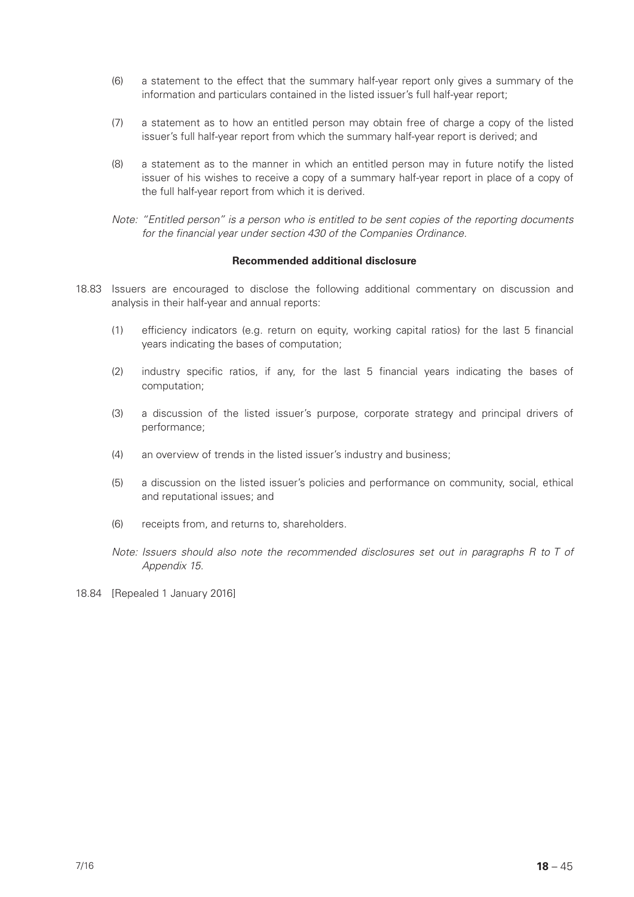(6) a statement to the effect that the summary half-year report only gives a summary of the information and particulars contained in the listed issuer's full half-year report;

(7) a statement as to how an entitled person may obtain free of charge a copy of the listed issuer's full half-year report from which the summary half-year report is derived; and

(8) a statement as to the manner in which an entitled person may in future notify the listed issuer of his wishes to receive a copy of a summary half-year report in place of a copy of the full half-year report from which it is derived.

*Note: "Entitled person" is a person who is entitled to be sent copies of the reporting documents for the financial year under section 430 of the Companies Ordinance.*

**Recommended additional disclosure**

18.83 Issuers are encouraged to disclose the following additional commentary on discussion and analysis in their half-year and annual reports:

(1) efficiency indicators (e.g. return on equity, working capital ratios) for the last 5 financial years indicating the bases of computation;

(2) industry specific ratios, if any, for the last 5 financial years indicating the bases of computation;

(3) a discussion of the listed issuer's purpose, corporate strategy and principal drivers of performance;

(4) an overview of trends in the listed issuer's industry and business;

(5) a discussion on the listed issuer's policies and performance on community, social, ethical and reputational issues; and

(6) receipts from, and returns to, shareholders.

*Note: Issuers should also note the recommended disclosures set out in paragraphs R to T of Appendix 15.*

18.84 [Repealed 1 January 2016]